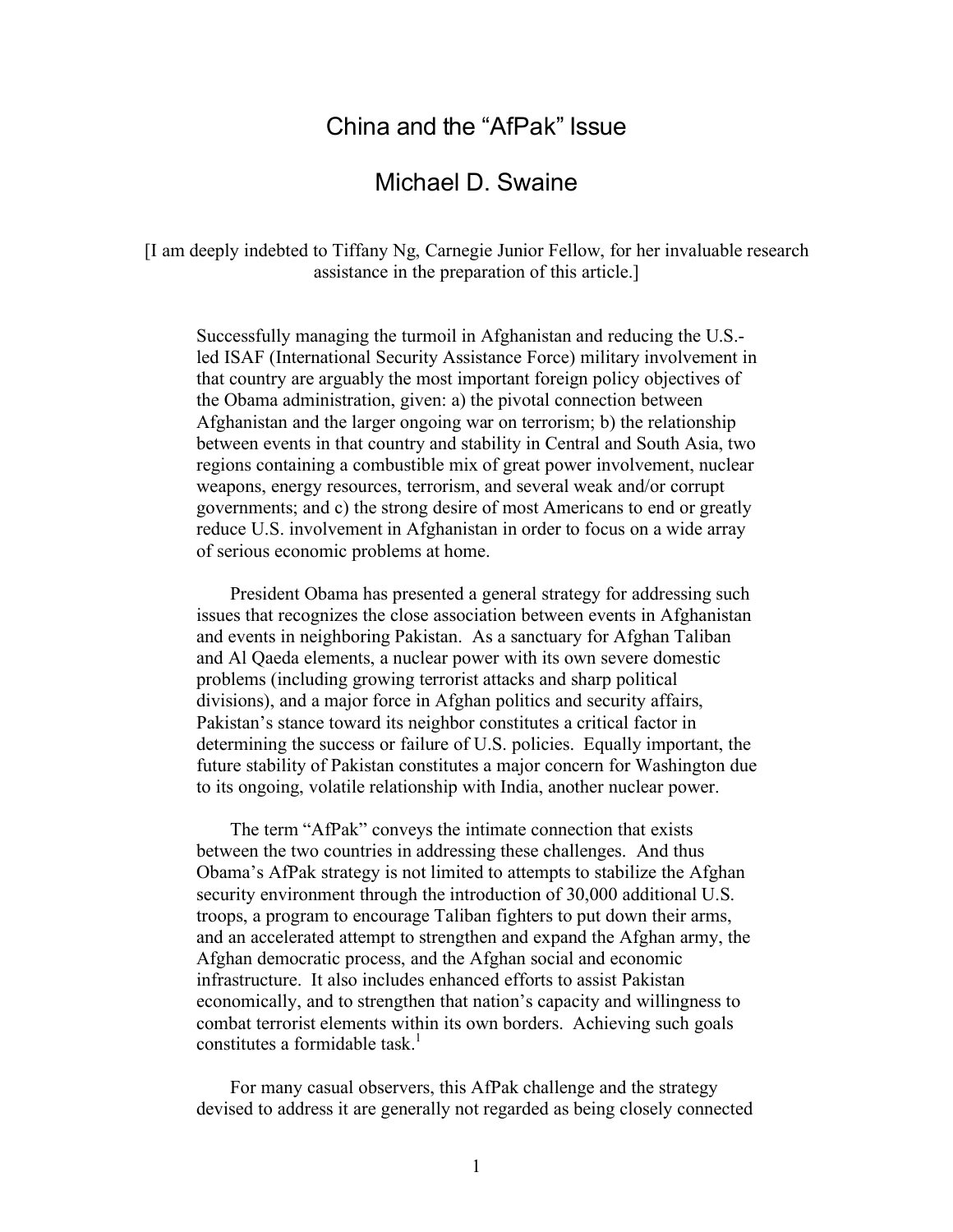# China and the "AfPak" Issue

## Michael D. Swaine

[I am deeply indebted to Tiffany Ng, Carnegie Junior Fellow, for her invaluable research assistance in the preparation of this article.]

Successfully managing the turmoil in Afghanistan and reducing the U.S.-led ISAF (International Security Assistance Force) military involvement in that country are arguably the most important foreign policy objectives of the Obama administration, given: a) the pivotal connection between Afghanistan and the larger ongoing war on terrorism; b) the relationship between events in that country and stability in Central and South Asia, two regions containing a combustible mix of great power involvement, nuclear weapons, energy resources, terrorism, and several weak and/or corrupt governments; and c) the strong desire of most Americans to end or greatly reduce U.S. involvement in Afghanistan in order to focus on a wide array of serious economic problems at home.

President Obama has presented a general strategy for addressing such issues that recognizes the close association between events in Afghanistan and events in neighboring Pakistan. As a sanctuary for Afghan Taliban and Al Qaeda elements, a nuclear power with its own severe domestic problems (including growing terrorist attacks and sharp political divisions), and a major force in Afghan politics and security affairs, Pakistan's stance toward its neighbor constitutes a critical factor in determining the success or failure of U.S. policies. Equally important, the future stability of Pakistan constitutes a major concern for Washington due to its ongoing, volatile relationship with India, another nuclear power.

The term "AfPak" conveys the intimate connection that exists between the two countries in addressing these challenges. And thus Obama's AfPak strategy is not limited to attempts to stabilize the Afghan security environment through the introduction of 30,000 additional U.S. troops, a program to encourage Taliban fighters to put down their arms, and an accelerated attempt to strengthen and expand the Afghan army, the Afghan democratic process, and the Afghan social and economic infrastructure. It also includes enhanced efforts to assist Pakistan economically, and to strengthen that nation's capacity and willingness to combat terrorist elements within its own borders. Achieving such goals constitutes a formidable task.[1]

For many casual observers, this AfPak challenge and the strategy devised to address it are generally not regarded as being closely connected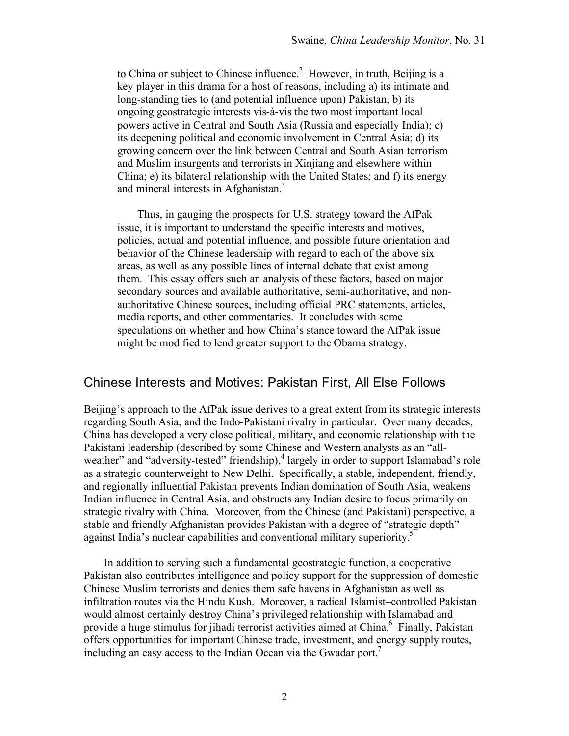to China or subject to Chinese influence.[2] However, in truth, Beijing is a key player in this drama for a host of reasons, including a) its intimate and long-standing ties to (and potential influence upon) Pakistan; b) its ongoing geostrategic interests vis-à-vis the two most important local powers active in Central and South Asia (Russia and especially India); c) its deepening political and economic involvement in Central Asia; d) its growing concern over the link between Central and South Asian terrorism and Muslim insurgents and terrorists in Xinjiang and elsewhere within China; e) its bilateral relationship with the United States; and f) its energy and mineral interests in Afghanistan.[3]

Thus, in gauging the prospects for U.S. strategy toward the AfPak issue, it is important to understand the specific interests and motives, policies, actual and potential influence, and possible future orientation and behavior of the Chinese leadership with regard to each of the above six areas, as well as any possible lines of internal debate that exist among them. This essay offers such an analysis of these factors, based on major secondary sources and available authoritative, semi-authoritative, and non-authoritative Chinese sources, including official PRC statements, articles, media reports, and other commentaries. It concludes with some speculations on whether and how China's stance toward the AfPak issue might be modified to lend greater support to the Obama strategy.

## Chinese Interests and Motives: Pakistan First, All Else Follows

Beijing's approach to the AfPak issue derives to a great extent from its strategic interests regarding South Asia, and the Indo-Pakistani rivalry in particular. Over many decades, China has developed a very close political, military, and economic relationship with the Pakistani leadership (described by some Chinese and Western analysts as an "all-weather" and "adversity-tested" friendship),[4] largely in order to support Islamabad's role as a strategic counterweight to New Delhi. Specifically, a stable, independent, friendly, and regionally influential Pakistan prevents Indian domination of South Asia, weakens Indian influence in Central Asia, and obstructs any Indian desire to focus primarily on strategic rivalry with China. Moreover, from the Chinese (and Pakistani) perspective, a stable and friendly Afghanistan provides Pakistan with a degree of "strategic depth" against India's nuclear capabilities and conventional military superiority.[5]

In addition to serving such a fundamental geostrategic function, a cooperative Pakistan also contributes intelligence and policy support for the suppression of domestic Chinese Muslim terrorists and denies them safe havens in Afghanistan as well as infiltration routes via the Hindu Kush. Moreover, a radical Islamist–controlled Pakistan would almost certainly destroy China's privileged relationship with Islamabad and provide a huge stimulus for jihadi terrorist activities aimed at China.[6] Finally, Pakistan offers opportunities for important Chinese trade, investment, and energy supply routes, including an easy access to the Indian Ocean via the Gwadar port.[7]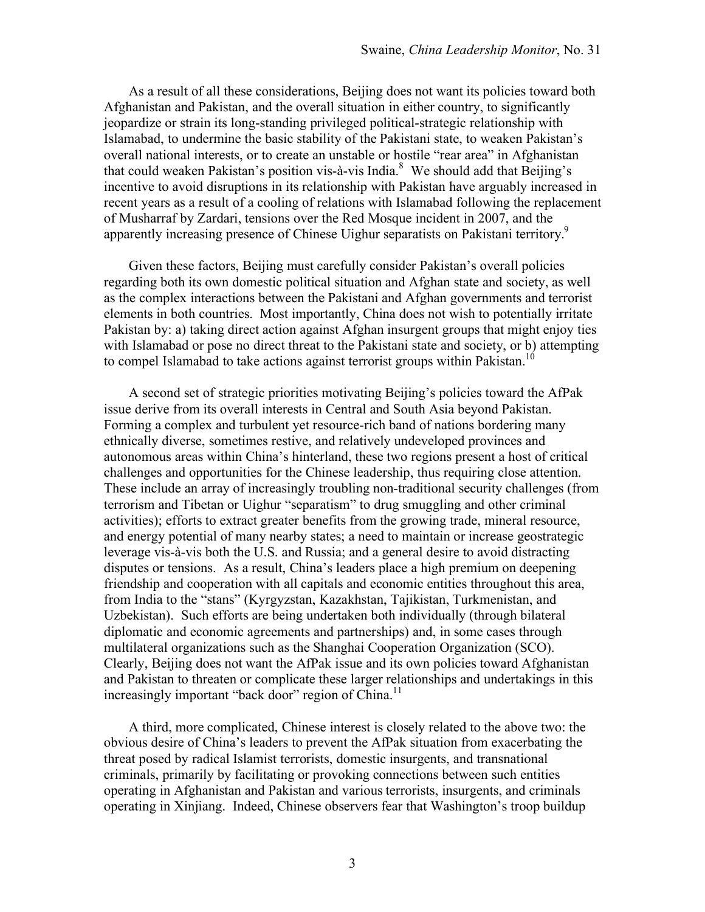As a result of all these considerations, Beijing does not want its policies toward both Afghanistan and Pakistan, and the overall situation in either country, to significantly jeopardize or strain its long-standing privileged political-strategic relationship with Islamabad, to undermine the basic stability of the Pakistani state, to weaken Pakistan's overall national interests, or to create an unstable or hostile "rear area" in Afghanistan that could weaken Pakistan's position vis-à-vis India.[8] We should add that Beijing's incentive to avoid disruptions in its relationship with Pakistan have arguably increased in recent years as a result of a cooling of relations with Islamabad following the replacement of Musharraf by Zardari, tensions over the Red Mosque incident in 2007, and the apparently increasing presence of Chinese Uighur separatists on Pakistani territory.[9]

Given these factors, Beijing must carefully consider Pakistan's overall policies regarding both its own domestic political situation and Afghan state and society, as well as the complex interactions between the Pakistani and Afghan governments and terrorist elements in both countries. Most importantly, China does not wish to potentially irritate Pakistan by: a) taking direct action against Afghan insurgent groups that might enjoy ties with Islamabad or pose no direct threat to the Pakistani state and society, or b) attempting to compel Islamabad to take actions against terrorist groups within Pakistan.[10]

A second set of strategic priorities motivating Beijing's policies toward the AfPak issue derive from its overall interests in Central and South Asia beyond Pakistan. Forming a complex and turbulent yet resource-rich band of nations bordering many ethnically diverse, sometimes restive, and relatively undeveloped provinces and autonomous areas within China's hinterland, these two regions present a host of critical challenges and opportunities for the Chinese leadership, thus requiring close attention. These include an array of increasingly troubling non-traditional security challenges (from terrorism and Tibetan or Uighur "separatism" to drug smuggling and other criminal activities); efforts to extract greater benefits from the growing trade, mineral resource, and energy potential of many nearby states; a need to maintain or increase geostrategic leverage vis-à-vis both the U.S. and Russia; and a general desire to avoid distracting disputes or tensions. As a result, China's leaders place a high premium on deepening friendship and cooperation with all capitals and economic entities throughout this area, from India to the "stans" (Kyrgyzstan, Kazakhstan, Tajikistan, Turkmenistan, and Uzbekistan). Such efforts are being undertaken both individually (through bilateral diplomatic and economic agreements and partnerships) and, in some cases through multilateral organizations such as the Shanghai Cooperation Organization (SCO). Clearly, Beijing does not want the AfPak issue and its own policies toward Afghanistan and Pakistan to threaten or complicate these larger relationships and undertakings in this increasingly important "back door" region of China.[11]

A third, more complicated, Chinese interest is closely related to the above two: the obvious desire of China's leaders to prevent the AfPak situation from exacerbating the threat posed by radical Islamist terrorists, domestic insurgents, and transnational criminals, primarily by facilitating or provoking connections between such entities operating in Afghanistan and Pakistan and various terrorists, insurgents, and criminals operating in Xinjiang. Indeed, Chinese observers fear that Washington's troop buildup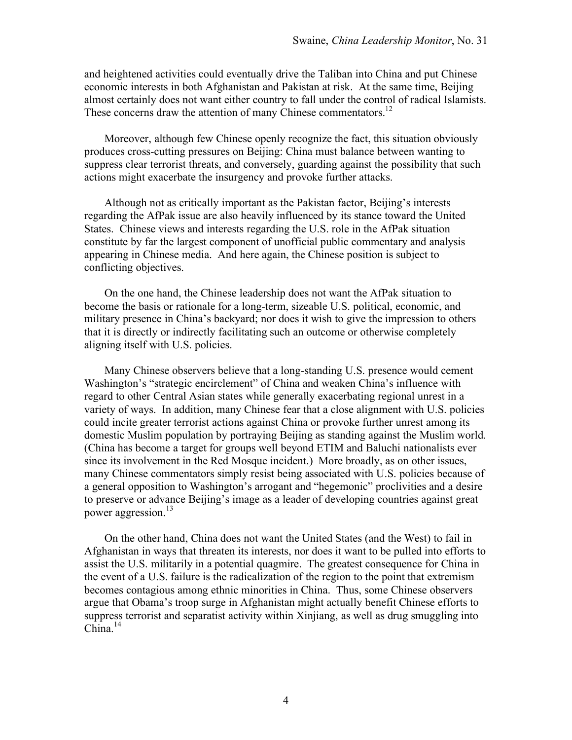and heightened activities could eventually drive the Taliban into China and put Chinese economic interests in both Afghanistan and Pakistan at risk. At the same time, Beijing almost certainly does not want either country to fall under the control of radical Islamists. These concerns draw the attention of many Chinese commentators.[12]

Moreover, although few Chinese openly recognize the fact, this situation obviously produces cross-cutting pressures on Beijing: China must balance between wanting to suppress clear terrorist threats, and conversely, guarding against the possibility that such actions might exacerbate the insurgency and provoke further attacks.

Although not as critically important as the Pakistan factor, Beijing's interests regarding the AfPak issue are also heavily influenced by its stance toward the United States. Chinese views and interests regarding the U.S. role in the AfPak situation constitute by far the largest component of unofficial public commentary and analysis appearing in Chinese media. And here again, the Chinese position is subject to conflicting objectives.

On the one hand, the Chinese leadership does not want the AfPak situation to become the basis or rationale for a long-term, sizeable U.S. political, economic, and military presence in China's backyard; nor does it wish to give the impression to others that it is directly or indirectly facilitating such an outcome or otherwise completely aligning itself with U.S. policies.

Many Chinese observers believe that a long-standing U.S. presence would cement Washington's "strategic encirclement" of China and weaken China's influence with regard to other Central Asian states while generally exacerbating regional unrest in a variety of ways. In addition, many Chinese fear that a close alignment with U.S. policies could incite greater terrorist actions against China or provoke further unrest among its domestic Muslim population by portraying Beijing as standing against the Muslim world. (China has become a target for groups well beyond ETIM and Baluchi nationalists ever since its involvement in the Red Mosque incident.) More broadly, as on other issues, many Chinese commentators simply resist being associated with U.S. policies because of a general opposition to Washington's arrogant and "hegemonic" proclivities and a desire to preserve or advance Beijing's image as a leader of developing countries against great power aggression.[13]

On the other hand, China does not want the United States (and the West) to fail in Afghanistan in ways that threaten its interests, nor does it want to be pulled into efforts to assist the U.S. militarily in a potential quagmire. The greatest consequence for China in the event of a U.S. failure is the radicalization of the region to the point that extremism becomes contagious among ethnic minorities in China. Thus, some Chinese observers argue that Obama's troop surge in Afghanistan might actually benefit Chinese efforts to suppress terrorist and separatist activity within Xinjiang, as well as drug smuggling into China.[14]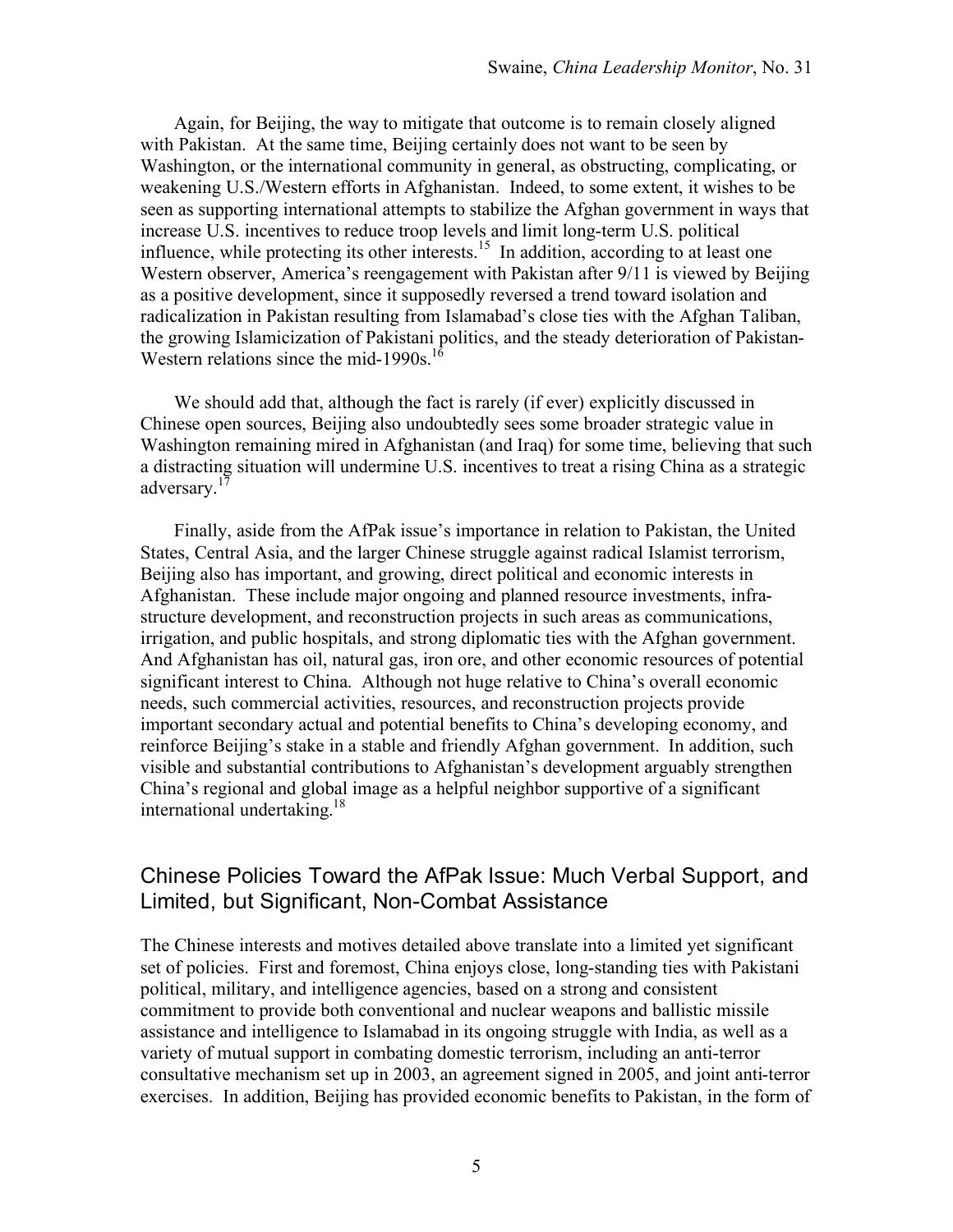Again, for Beijing, the way to mitigate that outcome is to remain closely aligned with Pakistan. At the same time, Beijing certainly does not want to be seen by Washington, or the international community in general, as obstructing, complicating, or weakening U.S./Western efforts in Afghanistan. Indeed, to some extent, it wishes to be seen as supporting international attempts to stabilize the Afghan government in ways that increase U.S. incentives to reduce troop levels and limit long-term U.S. political influence, while protecting its other interests.[15] In addition, according to at least one Western observer, America's reengagement with Pakistan after 9/11 is viewed by Beijing as a positive development, since it supposedly reversed a trend toward isolation and radicalization in Pakistan resulting from Islamabad's close ties with the Afghan Taliban, the growing Islamicization of Pakistani politics, and the steady deterioration of Pakistan-Western relations since the mid-1990s.[16]

We should add that, although the fact is rarely (if ever) explicitly discussed in Chinese open sources, Beijing also undoubtedly sees some broader strategic value in Washington remaining mired in Afghanistan (and Iraq) for some time, believing that such a distracting situation will undermine U.S. incentives to treat a rising China as a strategic adversary.[17]

Finally, aside from the AfPak issue's importance in relation to Pakistan, the United States, Central Asia, and the larger Chinese struggle against radical Islamist terrorism, Beijing also has important, and growing, direct political and economic interests in Afghanistan. These include major ongoing and planned resource investments, infrastructure development, and reconstruction projects in such areas as communications, irrigation, and public hospitals, and strong diplomatic ties with the Afghan government. And Afghanistan has oil, natural gas, iron ore, and other economic resources of potential significant interest to China. Although not huge relative to China's overall economic needs, such commercial activities, resources, and reconstruction projects provide important secondary actual and potential benefits to China's developing economy, and reinforce Beijing's stake in a stable and friendly Afghan government. In addition, such visible and substantial contributions to Afghanistan's development arguably strengthen China's regional and global image as a helpful neighbor supportive of a significant international undertaking.[18]

## Chinese Policies Toward the AfPak Issue: Much Verbal Support, and Limited, but Significant, Non-Combat Assistance

The Chinese interests and motives detailed above translate into a limited yet significant set of policies. First and foremost, China enjoys close, long-standing ties with Pakistani political, military, and intelligence agencies, based on a strong and consistent commitment to provide both conventional and nuclear weapons and ballistic missile assistance and intelligence to Islamabad in its ongoing struggle with India, as well as a variety of mutual support in combating domestic terrorism, including an anti-terror consultative mechanism set up in 2003, an agreement signed in 2005, and joint anti-terror exercises. In addition, Beijing has provided economic benefits to Pakistan, in the form of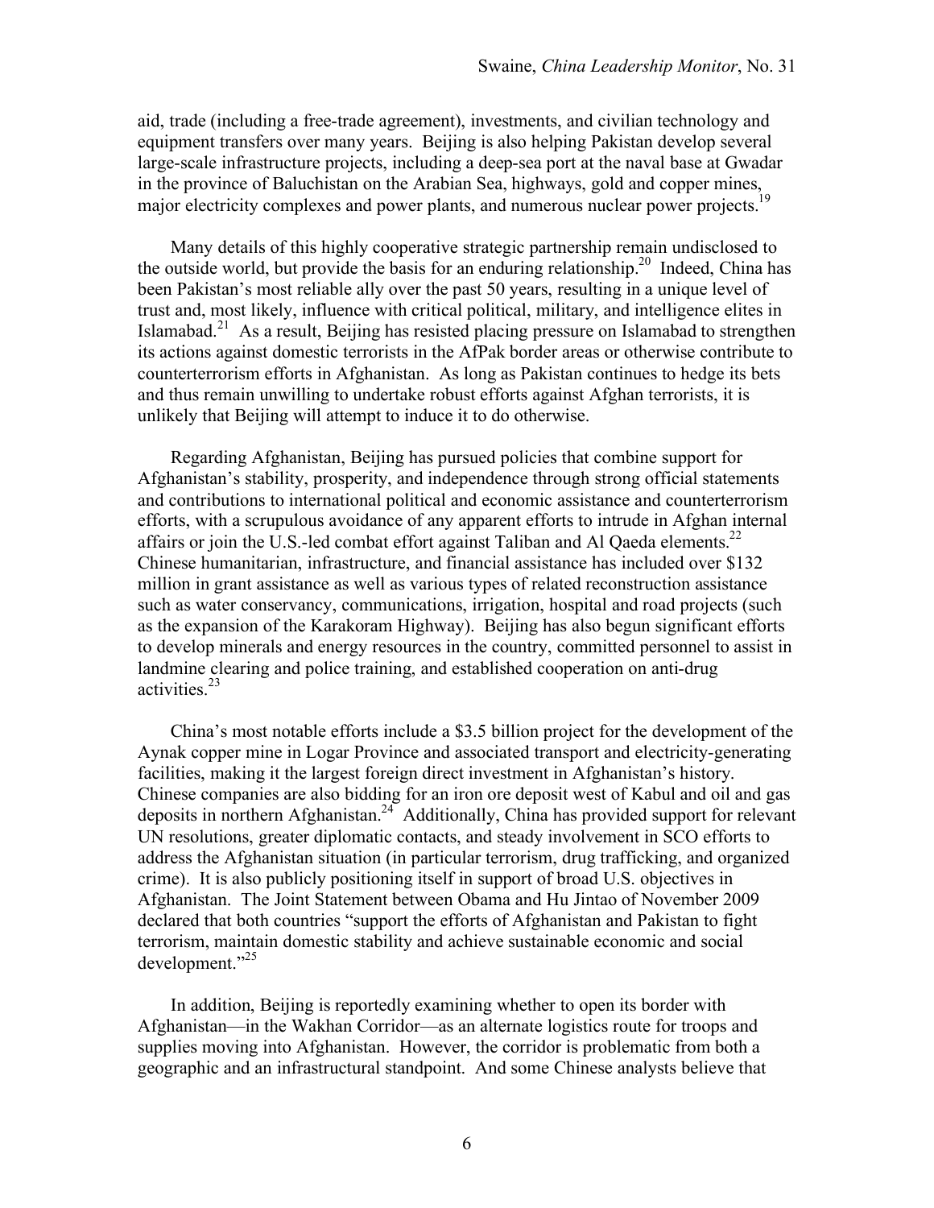aid, trade (including a free-trade agreement), investments, and civilian technology and equipment transfers over many years. Beijing is also helping Pakistan develop several large-scale infrastructure projects, including a deep-sea port at the naval base at Gwadar in the province of Baluchistan on the Arabian Sea, highways, gold and copper mines, major electricity complexes and power plants, and numerous nuclear power projects.[19]

Many details of this highly cooperative strategic partnership remain undisclosed to the outside world, but provide the basis for an enduring relationship.[20] Indeed, China has been Pakistan's most reliable ally over the past 50 years, resulting in a unique level of trust and, most likely, influence with critical political, military, and intelligence elites in Islamabad.[21] As a result, Beijing has resisted placing pressure on Islamabad to strengthen its actions against domestic terrorists in the AfPak border areas or otherwise contribute to counterterrorism efforts in Afghanistan. As long as Pakistan continues to hedge its bets and thus remain unwilling to undertake robust efforts against Afghan terrorists, it is unlikely that Beijing will attempt to induce it to do otherwise.

Regarding Afghanistan, Beijing has pursued policies that combine support for Afghanistan's stability, prosperity, and independence through strong official statements and contributions to international political and economic assistance and counterterrorism efforts, with a scrupulous avoidance of any apparent efforts to intrude in Afghan internal affairs or join the U.S.-led combat effort against Taliban and Al Qaeda elements.[22] Chinese humanitarian, infrastructure, and financial assistance has included over $132 million in grant assistance as well as various types of related reconstruction assistance such as water conservancy, communications, irrigation, hospital and road projects (such as the expansion of the Karakoram Highway). Beijing has also begun significant efforts to develop minerals and energy resources in the country, committed personnel to assist in landmine clearing and police training, and established cooperation on anti-drug activities.[23]

China's most notable efforts include a $3.5 billion project for the development of the Aynak copper mine in Logar Province and associated transport and electricity-generating facilities, making it the largest foreign direct investment in Afghanistan's history. Chinese companies are also bidding for an iron ore deposit west of Kabul and oil and gas deposits in northern Afghanistan.[24] Additionally, China has provided support for relevant UN resolutions, greater diplomatic contacts, and steady involvement in SCO efforts to address the Afghanistan situation (in particular terrorism, drug trafficking, and organized crime). It is also publicly positioning itself in support of broad U.S. objectives in Afghanistan. The Joint Statement between Obama and Hu Jintao of November 2009 declared that both countries "support the efforts of Afghanistan and Pakistan to fight terrorism, maintain domestic stability and achieve sustainable economic and social development."[25]

In addition, Beijing is reportedly examining whether to open its border with Afghanistan—in the Wakhan Corridor—as an alternate logistics route for troops and supplies moving into Afghanistan. However, the corridor is problematic from both a geographic and an infrastructural standpoint. And some Chinese analysts believe that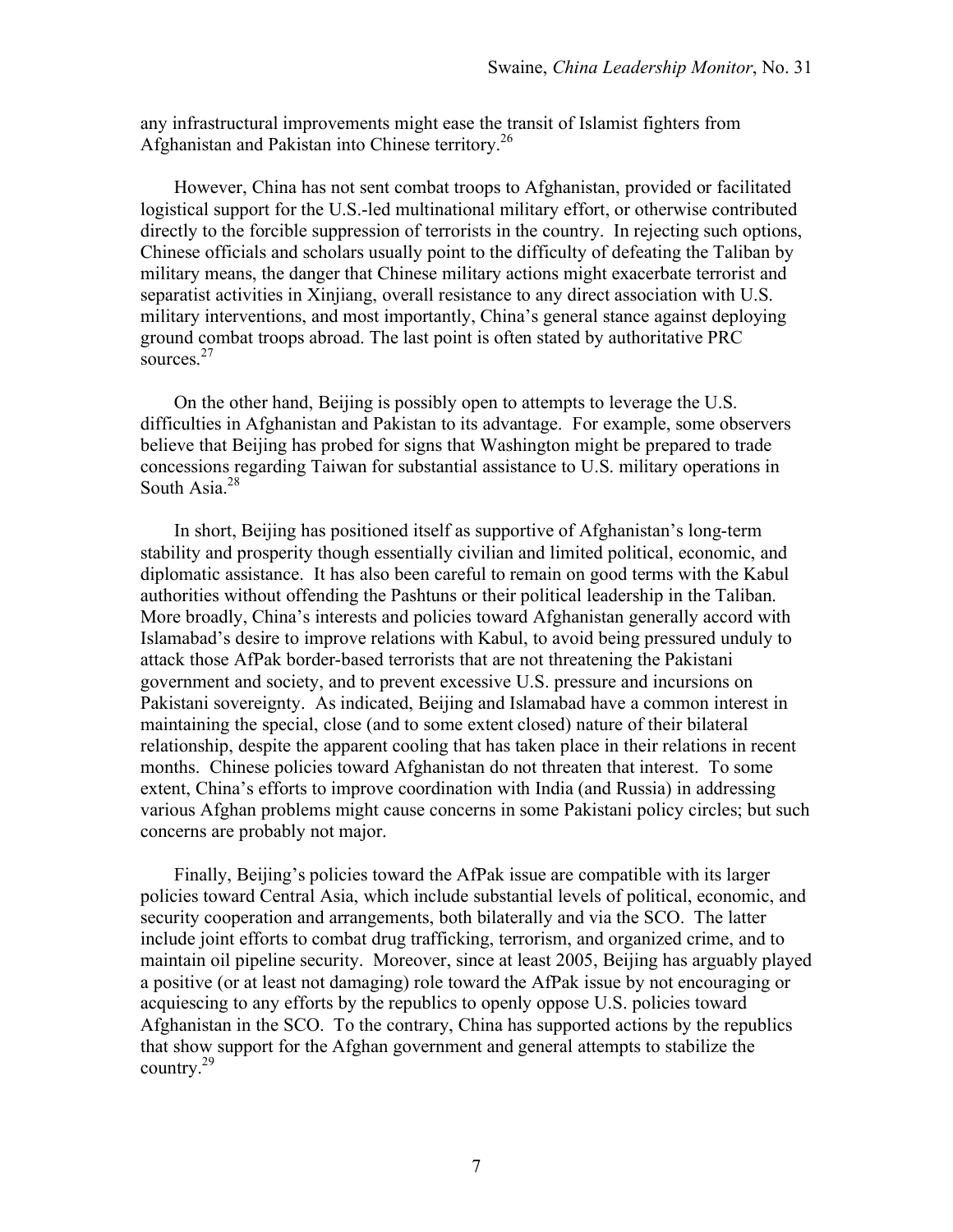any infrastructural improvements might ease the transit of Islamist fighters from Afghanistan and Pakistan into Chinese territory.[26]

However, China has not sent combat troops to Afghanistan, provided or facilitated logistical support for the U.S.-led multinational military effort, or otherwise contributed directly to the forcible suppression of terrorists in the country. In rejecting such options, Chinese officials and scholars usually point to the difficulty of defeating the Taliban by military means, the danger that Chinese military actions might exacerbate terrorist and separatist activities in Xinjiang, overall resistance to any direct association with U.S. military interventions, and most importantly, China's general stance against deploying ground combat troops abroad. The last point is often stated by authoritative PRC sources.[27]

On the other hand, Beijing is possibly open to attempts to leverage the U.S. difficulties in Afghanistan and Pakistan to its advantage. For example, some observers believe that Beijing has probed for signs that Washington might be prepared to trade concessions regarding Taiwan for substantial assistance to U.S. military operations in South Asia.[28]

In short, Beijing has positioned itself as supportive of Afghanistan's long-term stability and prosperity though essentially civilian and limited political, economic, and diplomatic assistance. It has also been careful to remain on good terms with the Kabul authorities without offending the Pashtuns or their political leadership in the Taliban. More broadly, China's interests and policies toward Afghanistan generally accord with Islamabad's desire to improve relations with Kabul, to avoid being pressured unduly to attack those AfPak border-based terrorists that are not threatening the Pakistani government and society, and to prevent excessive U.S. pressure and incursions on Pakistani sovereignty. As indicated, Beijing and Islamabad have a common interest in maintaining the special, close (and to some extent closed) nature of their bilateral relationship, despite the apparent cooling that has taken place in their relations in recent months. Chinese policies toward Afghanistan do not threaten that interest. To some extent, China's efforts to improve coordination with India (and Russia) in addressing various Afghan problems might cause concerns in some Pakistani policy circles; but such concerns are probably not major.

Finally, Beijing's policies toward the AfPak issue are compatible with its larger policies toward Central Asia, which include substantial levels of political, economic, and security cooperation and arrangements, both bilaterally and via the SCO. The latter include joint efforts to combat drug trafficking, terrorism, and organized crime, and to maintain oil pipeline security. Moreover, since at least 2005, Beijing has arguably played a positive (or at least not damaging) role toward the AfPak issue by not encouraging or acquiescing to any efforts by the republics to openly oppose U.S. policies toward Afghanistan in the SCO. To the contrary, China has supported actions by the republics that show support for the Afghan government and general attempts to stabilize the country.[29]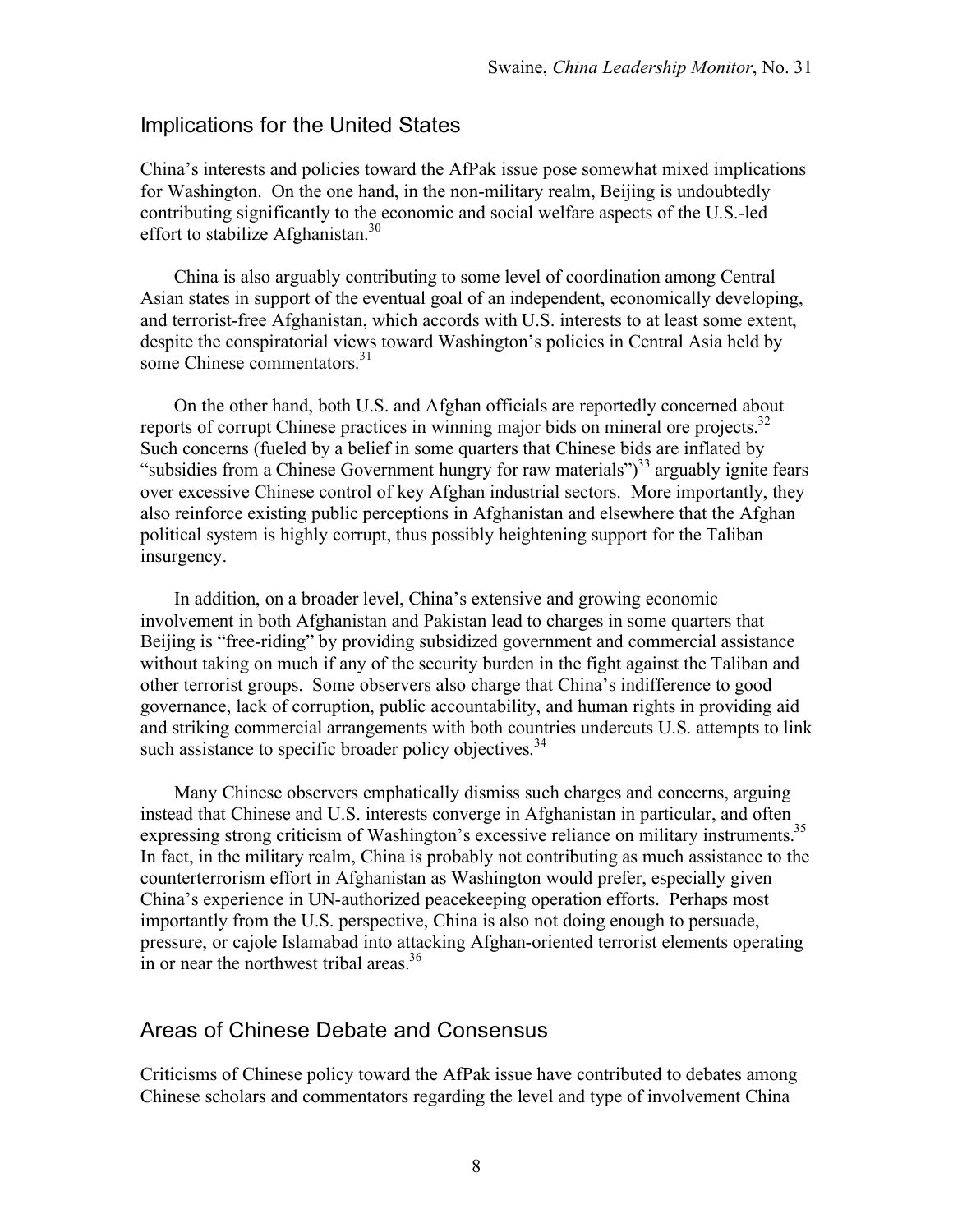## Implications for the United States

China's interests and policies toward the AfPak issue pose somewhat mixed implications for Washington. On the one hand, in the non-military realm, Beijing is undoubtedly contributing significantly to the economic and social welfare aspects of the U.S.-led effort to stabilize Afghanistan.[30]

China is also arguably contributing to some level of coordination among Central Asian states in support of the eventual goal of an independent, economically developing, and terrorist-free Afghanistan, which accords with U.S. interests to at least some extent, despite the conspiratorial views toward Washington's policies in Central Asia held by some Chinese commentators.[31]

On the other hand, both U.S. and Afghan officials are reportedly concerned about reports of corrupt Chinese practices in winning major bids on mineral ore projects.[32] Such concerns (fueled by a belief in some quarters that Chinese bids are inflated by "subsidies from a Chinese Government hungry for raw materials")[33] arguably ignite fears over excessive Chinese control of key Afghan industrial sectors. More importantly, they also reinforce existing public perceptions in Afghanistan and elsewhere that the Afghan political system is highly corrupt, thus possibly heightening support for the Taliban insurgency.

In addition, on a broader level, China's extensive and growing economic involvement in both Afghanistan and Pakistan lead to charges in some quarters that Beijing is "free-riding" by providing subsidized government and commercial assistance without taking on much if any of the security burden in the fight against the Taliban and other terrorist groups. Some observers also charge that China's indifference to good governance, lack of corruption, public accountability, and human rights in providing aid and striking commercial arrangements with both countries undercuts U.S. attempts to link such assistance to specific broader policy objectives.[34]

Many Chinese observers emphatically dismiss such charges and concerns, arguing instead that Chinese and U.S. interests converge in Afghanistan in particular, and often expressing strong criticism of Washington's excessive reliance on military instruments.[35] In fact, in the military realm, China is probably not contributing as much assistance to the counterterrorism effort in Afghanistan as Washington would prefer, especially given China's experience in UN-authorized peacekeeping operation efforts. Perhaps most importantly from the U.S. perspective, China is also not doing enough to persuade, pressure, or cajole Islamabad into attacking Afghan-oriented terrorist elements operating in or near the northwest tribal areas.[36]

## Areas of Chinese Debate and Consensus

Criticisms of Chinese policy toward the AfPak issue have contributed to debates among Chinese scholars and commentators regarding the level and type of involvement China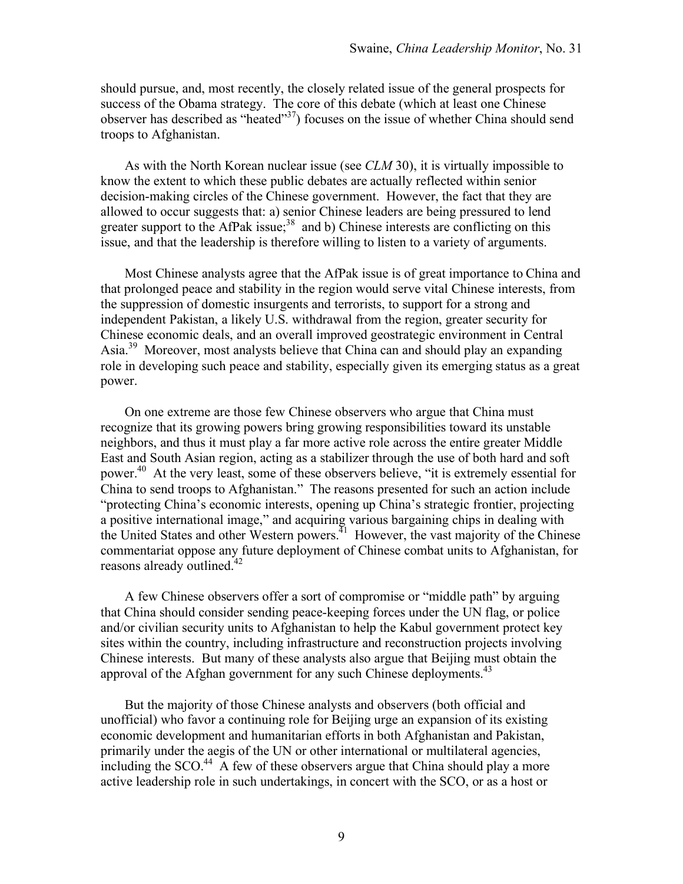should pursue, and, most recently, the closely related issue of the general prospects for success of the Obama strategy. The core of this debate (which at least one Chinese observer has described as "heated"[37]) focuses on the issue of whether China should send troops to Afghanistan.

As with the North Korean nuclear issue (see *CLM* 30), it is virtually impossible to know the extent to which these public debates are actually reflected within senior decision-making circles of the Chinese government. However, the fact that they are allowed to occur suggests that: a) senior Chinese leaders are being pressured to lend greater support to the AfPak issue;[38] and b) Chinese interests are conflicting on this issue, and that the leadership is therefore willing to listen to a variety of arguments.

Most Chinese analysts agree that the AfPak issue is of great importance to China and that prolonged peace and stability in the region would serve vital Chinese interests, from the suppression of domestic insurgents and terrorists, to support for a strong and independent Pakistan, a likely U.S. withdrawal from the region, greater security for Chinese economic deals, and an overall improved geostrategic environment in Central Asia.[39] Moreover, most analysts believe that China can and should play an expanding role in developing such peace and stability, especially given its emerging status as a great power.

On one extreme are those few Chinese observers who argue that China must recognize that its growing powers bring growing responsibilities toward its unstable neighbors, and thus it must play a far more active role across the entire greater Middle East and South Asian region, acting as a stabilizer through the use of both hard and soft power.[40] At the very least, some of these observers believe, "it is extremely essential for China to send troops to Afghanistan." The reasons presented for such an action include "protecting China's economic interests, opening up China's strategic frontier, projecting a positive international image," and acquiring various bargaining chips in dealing with the United States and other Western powers.[41] However, the vast majority of the Chinese commentariat oppose any future deployment of Chinese combat units to Afghanistan, for reasons already outlined.[42]

A few Chinese observers offer a sort of compromise or "middle path" by arguing that China should consider sending peace-keeping forces under the UN flag, or police and/or civilian security units to Afghanistan to help the Kabul government protect key sites within the country, including infrastructure and reconstruction projects involving Chinese interests. But many of these analysts also argue that Beijing must obtain the approval of the Afghan government for any such Chinese deployments.[43]

But the majority of those Chinese analysts and observers (both official and unofficial) who favor a continuing role for Beijing urge an expansion of its existing economic development and humanitarian efforts in both Afghanistan and Pakistan, primarily under the aegis of the UN or other international or multilateral agencies, including the SCO.[44] A few of these observers argue that China should play a more active leadership role in such undertakings, in concert with the SCO, or as a host or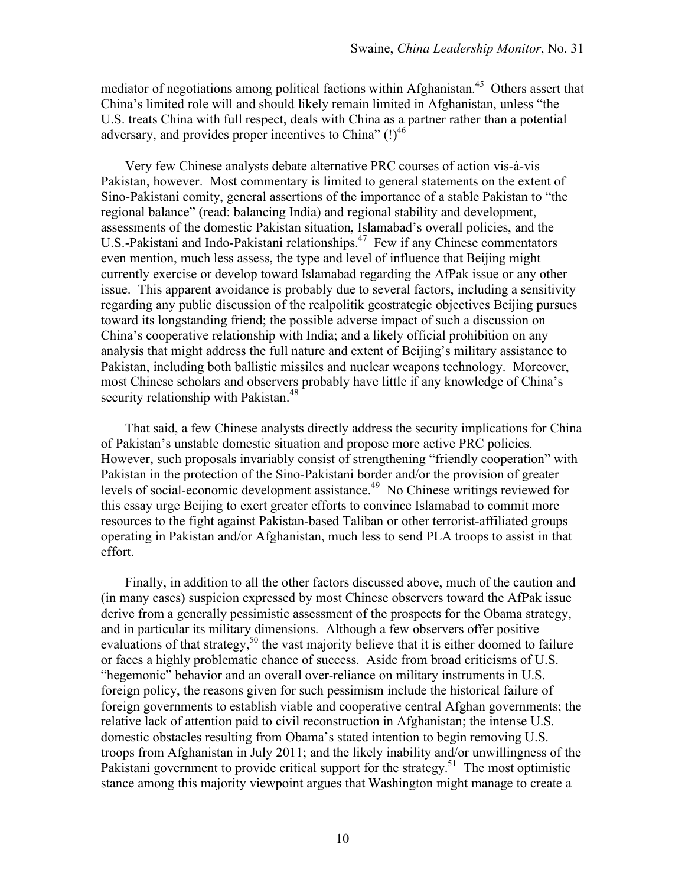mediator of negotiations among political factions within Afghanistan.[45] Others assert that China's limited role will and should likely remain limited in Afghanistan, unless "the U.S. treats China with full respect, deals with China as a partner rather than a potential adversary, and provides proper incentives to China" (!)[46]

Very few Chinese analysts debate alternative PRC courses of action vis-à-vis Pakistan, however. Most commentary is limited to general statements on the extent of Sino-Pakistani comity, general assertions of the importance of a stable Pakistan to "the regional balance" (read: balancing India) and regional stability and development, assessments of the domestic Pakistan situation, Islamabad's overall policies, and the U.S.-Pakistani and Indo-Pakistani relationships.[47] Few if any Chinese commentators even mention, much less assess, the type and level of influence that Beijing might currently exercise or develop toward Islamabad regarding the AfPak issue or any other issue. This apparent avoidance is probably due to several factors, including a sensitivity regarding any public discussion of the realpolitik geostrategic objectives Beijing pursues toward its longstanding friend; the possible adverse impact of such a discussion on China's cooperative relationship with India; and a likely official prohibition on any analysis that might address the full nature and extent of Beijing's military assistance to Pakistan, including both ballistic missiles and nuclear weapons technology. Moreover, most Chinese scholars and observers probably have little if any knowledge of China's security relationship with Pakistan.[48]

That said, a few Chinese analysts directly address the security implications for China of Pakistan's unstable domestic situation and propose more active PRC policies. However, such proposals invariably consist of strengthening "friendly cooperation" with Pakistan in the protection of the Sino-Pakistani border and/or the provision of greater levels of social-economic development assistance.[49] No Chinese writings reviewed for this essay urge Beijing to exert greater efforts to convince Islamabad to commit more resources to the fight against Pakistan-based Taliban or other terrorist-affiliated groups operating in Pakistan and/or Afghanistan, much less to send PLA troops to assist in that effort.

Finally, in addition to all the other factors discussed above, much of the caution and (in many cases) suspicion expressed by most Chinese observers toward the AfPak issue derive from a generally pessimistic assessment of the prospects for the Obama strategy, and in particular its military dimensions. Although a few observers offer positive evaluations of that strategy,[50] the vast majority believe that it is either doomed to failure or faces a highly problematic chance of success. Aside from broad criticisms of U.S. "hegemonic" behavior and an overall over-reliance on military instruments in U.S. foreign policy, the reasons given for such pessimism include the historical failure of foreign governments to establish viable and cooperative central Afghan governments; the relative lack of attention paid to civil reconstruction in Afghanistan; the intense U.S. domestic obstacles resulting from Obama's stated intention to begin removing U.S. troops from Afghanistan in July 2011; and the likely inability and/or unwillingness of the Pakistani government to provide critical support for the strategy.[51] The most optimistic stance among this majority viewpoint argues that Washington might manage to create a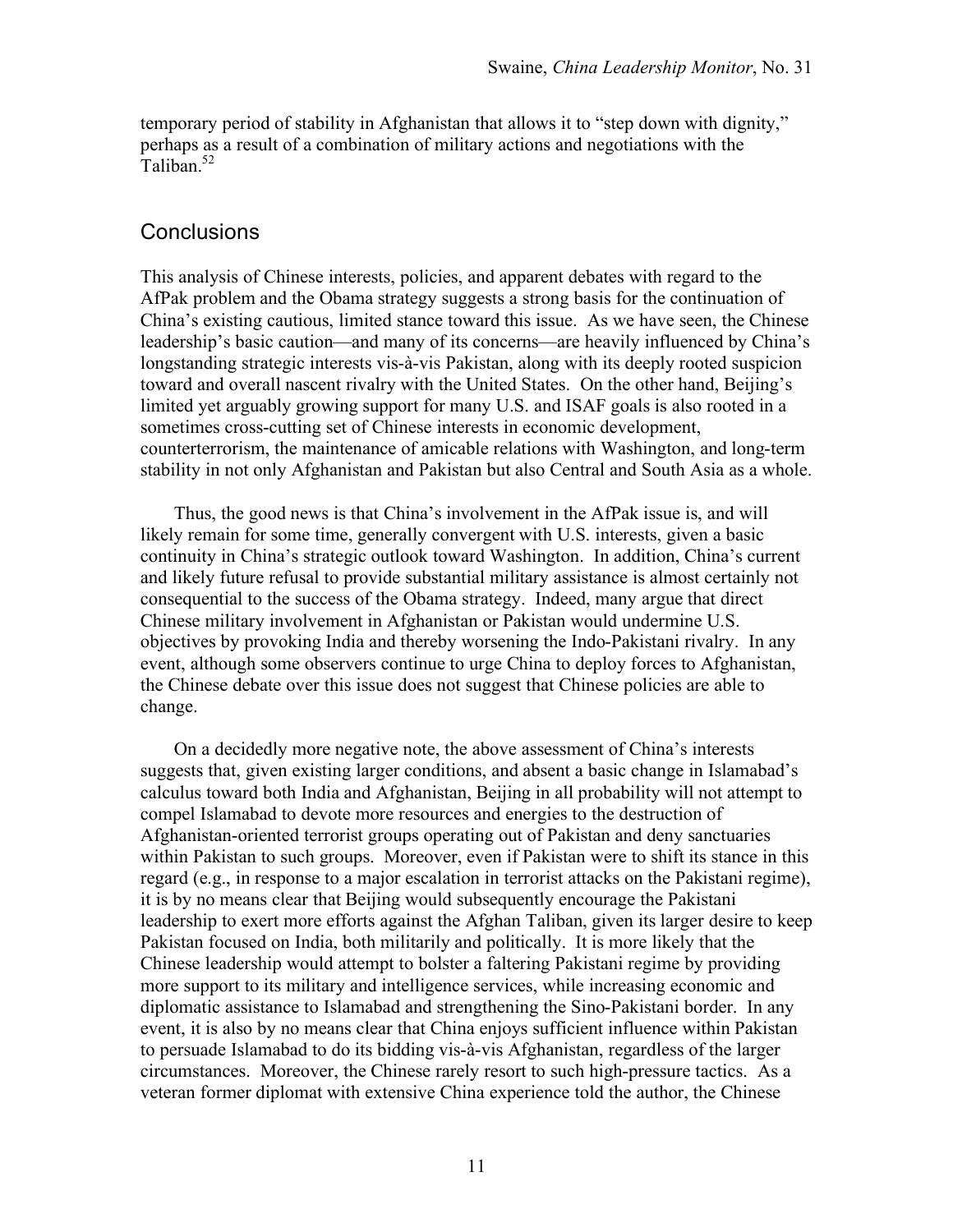temporary period of stability in Afghanistan that allows it to "step down with dignity," perhaps as a result of a combination of military actions and negotiations with the Taliban.[52]

## Conclusions

This analysis of Chinese interests, policies, and apparent debates with regard to the AfPak problem and the Obama strategy suggests a strong basis for the continuation of China's existing cautious, limited stance toward this issue. As we have seen, the Chinese leadership's basic caution—and many of its concerns—are heavily influenced by China's longstanding strategic interests vis-à-vis Pakistan, along with its deeply rooted suspicion toward and overall nascent rivalry with the United States. On the other hand, Beijing's limited yet arguably growing support for many U.S. and ISAF goals is also rooted in a sometimes cross-cutting set of Chinese interests in economic development, counterterrorism, the maintenance of amicable relations with Washington, and long-term stability in not only Afghanistan and Pakistan but also Central and South Asia as a whole.

Thus, the good news is that China's involvement in the AfPak issue is, and will likely remain for some time, generally convergent with U.S. interests, given a basic continuity in China's strategic outlook toward Washington. In addition, China's current and likely future refusal to provide substantial military assistance is almost certainly not consequential to the success of the Obama strategy. Indeed, many argue that direct Chinese military involvement in Afghanistan or Pakistan would undermine U.S. objectives by provoking India and thereby worsening the Indo-Pakistani rivalry. In any event, although some observers continue to urge China to deploy forces to Afghanistan, the Chinese debate over this issue does not suggest that Chinese policies are able to change.

On a decidedly more negative note, the above assessment of China's interests suggests that, given existing larger conditions, and absent a basic change in Islamabad's calculus toward both India and Afghanistan, Beijing in all probability will not attempt to compel Islamabad to devote more resources and energies to the destruction of Afghanistan-oriented terrorist groups operating out of Pakistan and deny sanctuaries within Pakistan to such groups. Moreover, even if Pakistan were to shift its stance in this regard (e.g., in response to a major escalation in terrorist attacks on the Pakistani regime), it is by no means clear that Beijing would subsequently encourage the Pakistani leadership to exert more efforts against the Afghan Taliban, given its larger desire to keep Pakistan focused on India, both militarily and politically. It is more likely that the Chinese leadership would attempt to bolster a faltering Pakistani regime by providing more support to its military and intelligence services, while increasing economic and diplomatic assistance to Islamabad and strengthening the Sino-Pakistani border. In any event, it is also by no means clear that China enjoys sufficient influence within Pakistan to persuade Islamabad to do its bidding vis-à-vis Afghanistan, regardless of the larger circumstances. Moreover, the Chinese rarely resort to such high-pressure tactics. As a veteran former diplomat with extensive China experience told the author, the Chinese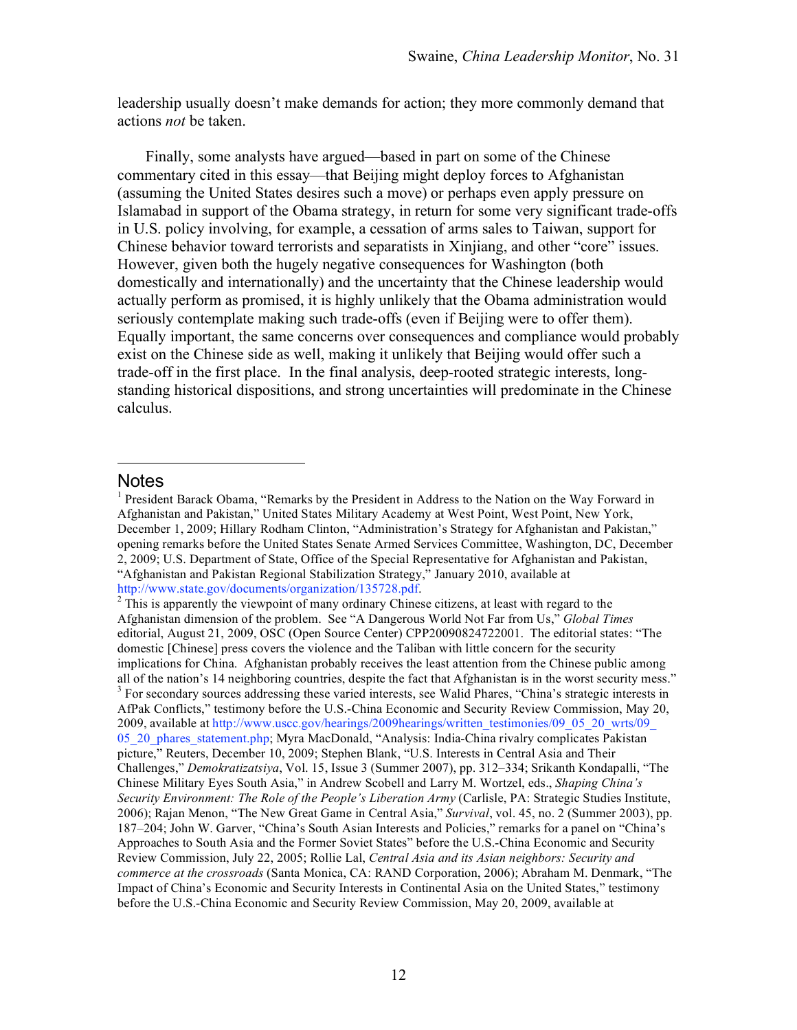leadership usually doesn't make demands for action; they more commonly demand that actions *not* be taken.

Finally, some analysts have argued—based in part on some of the Chinese commentary cited in this essay—that Beijing might deploy forces to Afghanistan (assuming the United States desires such a move) or perhaps even apply pressure on Islamabad in support of the Obama strategy, in return for some very significant trade-offs in U.S. policy involving, for example, a cessation of arms sales to Taiwan, support for Chinese behavior toward terrorists and separatists in Xinjiang, and other "core" issues. However, given both the hugely negative consequences for Washington (both domestically and internationally) and the uncertainty that the Chinese leadership would actually perform as promised, it is highly unlikely that the Obama administration would seriously contemplate making such trade-offs (even if Beijing were to offer them). Equally important, the same concerns over consequences and compliance would probably exist on the Chinese side as well, making it unlikely that Beijing would offer such a trade-off in the first place. In the final analysis, deep-rooted strategic interests, long-standing historical dispositions, and strong uncertainties will predominate in the Chinese calculus.

## Notes

[1] President Barack Obama, "Remarks by the President in Address to the Nation on the Way Forward in Afghanistan and Pakistan," United States Military Academy at West Point, West Point, New York, December 1, 2009; Hillary Rodham Clinton, "Administration's Strategy for Afghanistan and Pakistan," opening remarks before the United States Senate Armed Services Committee, Washington, DC, December 2, 2009; U.S. Department of State, Office of the Special Representative for Afghanistan and Pakistan, "Afghanistan and Pakistan Regional Stabilization Strategy," January 2010, available at http://www.state.gov/documents/organization/135728.pdf.

[2] This is apparently the viewpoint of many ordinary Chinese citizens, at least with regard to the Afghanistan dimension of the problem. See "A Dangerous World Not Far from Us," *Global Times* editorial, August 21, 2009, OSC (Open Source Center) CPP20090824722001. The editorial states: "The domestic [Chinese] press covers the violence and the Taliban with little concern for the security implications for China. Afghanistan probably receives the least attention from the Chinese public among all of the nation's 14 neighboring countries, despite the fact that Afghanistan is in the worst security mess."

[3] For secondary sources addressing these varied interests, see Walid Phares, "China's strategic interests in AfPak Conflicts," testimony before the U.S.-China Economic and Security Review Commission, May 20, 2009, available at http://www.uscc.gov/hearings/2009hearings/written_testimonies/09_05_20_wrts/09_05_20_phares_statement.php; Myra MacDonald, "Analysis: India-China rivalry complicates Pakistan picture," Reuters, December 10, 2009; Stephen Blank, "U.S. Interests in Central Asia and Their Challenges," *Demokratizatsiya*, Vol. 15, Issue 3 (Summer 2007), pp. 312–334; Srikanth Kondapalli, "The Chinese Military Eyes South Asia," in Andrew Scobell and Larry M. Wortzel, eds., *Shaping China's Security Environment: The Role of the People's Liberation Army* (Carlisle, PA: Strategic Studies Institute, 2006); Rajan Menon, "The New Great Game in Central Asia," *Survival*, vol. 45, no. 2 (Summer 2003), pp. 187–204; John W. Garver, "China's South Asian Interests and Policies," remarks for a panel on "China's Approaches to South Asia and the Former Soviet States" before the U.S.-China Economic and Security Review Commission, July 22, 2005; Rollie Lal, *Central Asia and its Asian neighbors: Security and commerce at the crossroads* (Santa Monica, CA: RAND Corporation, 2006); Abraham M. Denmark, "The Impact of China's Economic and Security Interests in Continental Asia on the United States," testimony before the U.S.-China Economic and Security Review Commission, May 20, 2009, available at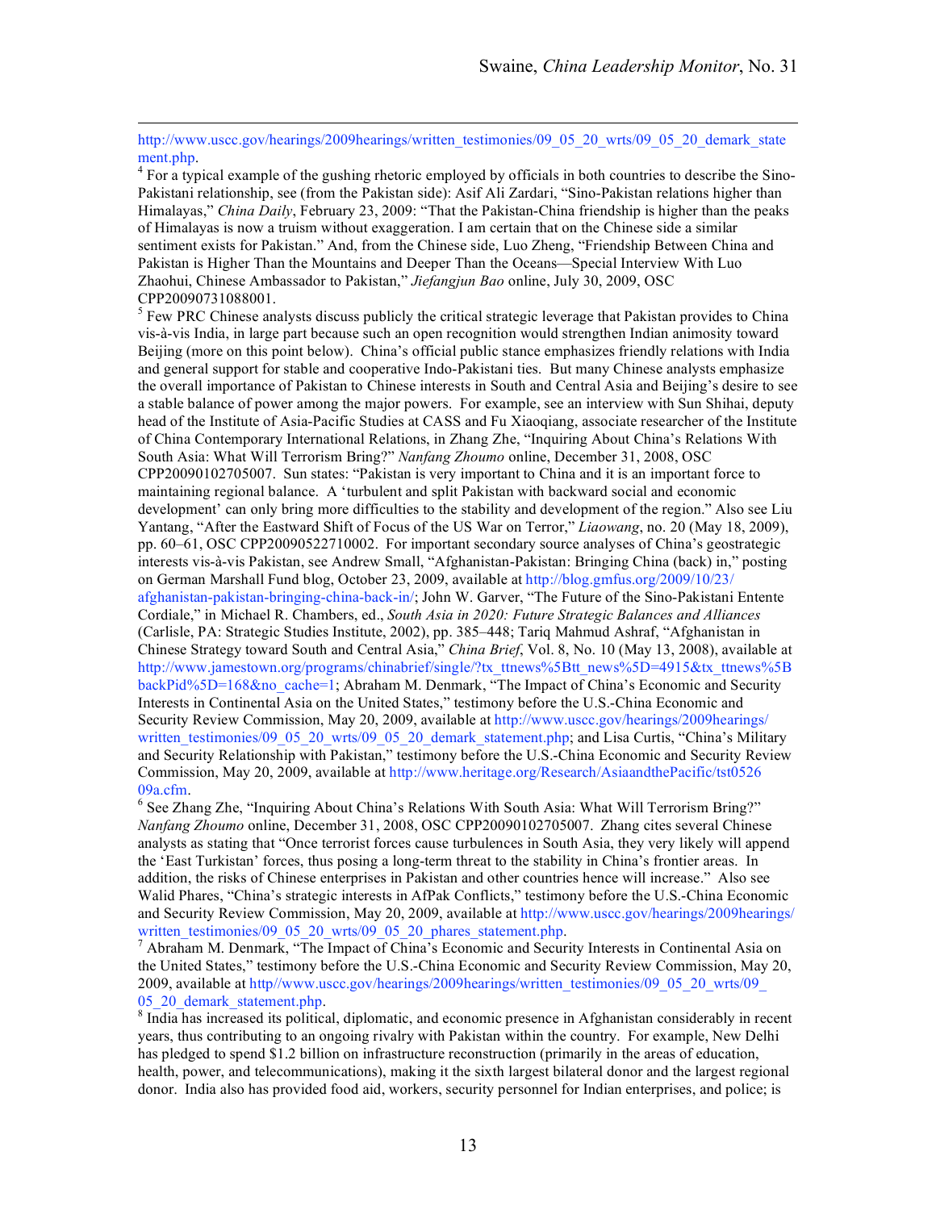http://www.uscc.gov/hearings/2009hearings/written_testimonies/09_05_20_wrts/09_05_20_demark_statement.php.

[4] For a typical example of the gushing rhetoric employed by officials in both countries to describe the Sino-Pakistani relationship, see (from the Pakistan side): Asif Ali Zardari, "Sino-Pakistan relations higher than Himalayas," *China Daily*, February 23, 2009: "That the Pakistan-China friendship is higher than the peaks of Himalayas is now a truism without exaggeration. I am certain that on the Chinese side a similar sentiment exists for Pakistan." And, from the Chinese side, Luo Zheng, "Friendship Between China and Pakistan is Higher Than the Mountains and Deeper Than the Oceans—Special Interview With Luo Zhaohui, Chinese Ambassador to Pakistan," *Jiefangjun Bao* online, July 30, 2009, OSC CPP20090731088001.

[5] Few PRC Chinese analysts discuss publicly the critical strategic leverage that Pakistan provides to China vis-à-vis India, in large part because such an open recognition would strengthen Indian animosity toward Beijing (more on this point below). China's official public stance emphasizes friendly relations with India and general support for stable and cooperative Indo-Pakistani ties. But many Chinese analysts emphasize the overall importance of Pakistan to Chinese interests in South and Central Asia and Beijing's desire to see a stable balance of power among the major powers. For example, see an interview with Sun Shihai, deputy head of the Institute of Asia-Pacific Studies at CASS and Fu Xiaoqiang, associate researcher of the Institute of China Contemporary International Relations, in Zhang Zhe, "Inquiring About China's Relations With South Asia: What Will Terrorism Bring?" *Nanfang Zhoumo* online, December 31, 2008, OSC CPP20090102705007. Sun states: "Pakistan is very important to China and it is an important force to maintaining regional balance. A 'turbulent and split Pakistan with backward social and economic development' can only bring more difficulties to the stability and development of the region." Also see Liu Yantang, "After the Eastward Shift of Focus of the US War on Terror," *Liaowang*, no. 20 (May 18, 2009), pp. 60–61, OSC CPP20090522710002. For important secondary source analyses of China's geostrategic interests vis-à-vis Pakistan, see Andrew Small, "Afghanistan-Pakistan: Bringing China (back) in," posting on German Marshall Fund blog, October 23, 2009, available at http://blog.gmfus.org/2009/10/23/afghanistan-pakistan-bringing-china-back-in/; John W. Garver, "The Future of the Sino-Pakistani Entente Cordiale," in Michael R. Chambers, ed., *South Asia in 2020: Future Strategic Balances and Alliances* (Carlisle, PA: Strategic Studies Institute, 2002), pp. 385–448; Tariq Mahmud Ashraf, "Afghanistan in Chinese Strategy toward South and Central Asia," *China Brief*, Vol. 8, No. 10 (May 13, 2008), available at http://www.jamestown.org/programs/chinabrief/single/?tx_ttnews%5Btt_news%5D=4915&tx_ttnews%5BbackPid%5D=168&no_cache=1; Abraham M. Denmark, "The Impact of China's Economic and Security Interests in Continental Asia on the United States," testimony before the U.S.-China Economic and Security Review Commission, May 20, 2009, available at http://www.uscc.gov/hearings/2009hearings/written_testimonies/09_05_20_wrts/09_05_20_demark_statement.php; and Lisa Curtis, "China's Military and Security Relationship with Pakistan," testimony before the U.S.-China Economic and Security Review Commission, May 20, 2009, available at http://www.heritage.org/Research/AsiaandthePacific/tst052609a.cfm.

[6] See Zhang Zhe, "Inquiring About China's Relations With South Asia: What Will Terrorism Bring?" *Nanfang Zhoumo* online, December 31, 2008, OSC CPP20090102705007. Zhang cites several Chinese analysts as stating that "Once terrorist forces cause turbulences in South Asia, they very likely will append the 'East Turkistan' forces, thus posing a long-term threat to the stability in China's frontier areas. In addition, the risks of Chinese enterprises in Pakistan and other countries hence will increase." Also see Walid Phares, "China's strategic interests in AfPak Conflicts," testimony before the U.S.-China Economic and Security Review Commission, May 20, 2009, available at http://www.uscc.gov/hearings/2009hearings/written_testimonies/09_05_20_wrts/09_05_20_phares_statement.php.

[7] Abraham M. Denmark, "The Impact of China's Economic and Security Interests in Continental Asia on the United States," testimony before the U.S.-China Economic and Security Review Commission, May 20, 2009, available at http//www.uscc.gov/hearings/2009hearings/written_testimonies/09_05_20_wrts/09_05_20_demark_statement.php.

[8] India has increased its political, diplomatic, and economic presence in Afghanistan considerably in recent years, thus contributing to an ongoing rivalry with Pakistan within the country. For example, New Delhi has pledged to spend $1.2 billion on infrastructure reconstruction (primarily in the areas of education, health, power, and telecommunications), making it the sixth largest bilateral donor and the largest regional donor. India also has provided food aid, workers, security personnel for Indian enterprises, and police; is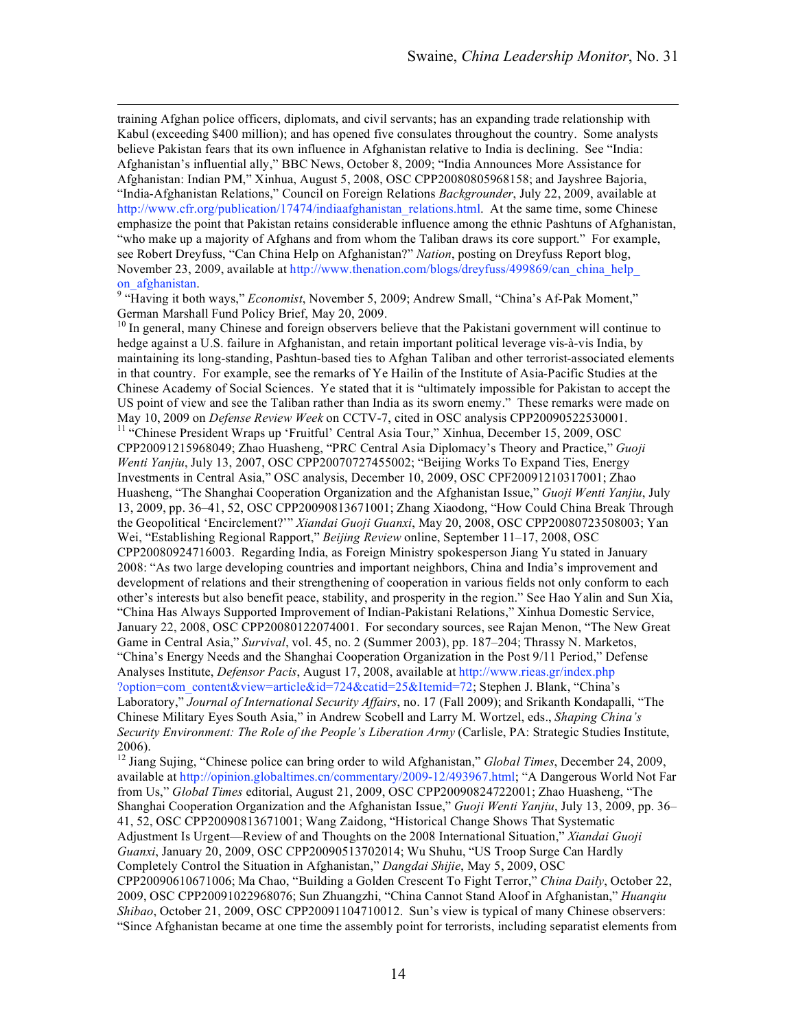training Afghan police officers, diplomats, and civil servants; has an expanding trade relationship with Kabul (exceeding $400 million); and has opened five consulates throughout the country. Some analysts believe Pakistan fears that its own influence in Afghanistan relative to India is declining. See "India: Afghanistan's influential ally," BBC News, October 8, 2009; "India Announces More Assistance for Afghanistan: Indian PM," Xinhua, August 5, 2008, OSC CPP20080805968158; and Jayshree Bajoria, "India-Afghanistan Relations," Council on Foreign Relations *Backgrounder*, July 22, 2009, available at http://www.cfr.org/publication/17474/indiaafghanistan_relations.html. At the same time, some Chinese emphasize the point that Pakistan retains considerable influence among the ethnic Pashtuns of Afghanistan, "who make up a majority of Afghans and from whom the Taliban draws its core support." For example, see Robert Dreyfuss, "Can China Help on Afghanistan?" *Nation*, posting on Dreyfuss Report blog, November 23, 2009, available at http://www.thenation.com/blogs/dreyfuss/499869/can_china_help_on_afghanistan.

[9] "Having it both ways," *Economist*, November 5, 2009; Andrew Small, "China's Af-Pak Moment," German Marshall Fund Policy Brief, May 20, 2009.

[10] In general, many Chinese and foreign observers believe that the Pakistani government will continue to hedge against a U.S. failure in Afghanistan, and retain important political leverage vis-à-vis India, by maintaining its long-standing, Pashtun-based ties to Afghan Taliban and other terrorist-associated elements in that country. For example, see the remarks of Ye Hailin of the Institute of Asia-Pacific Studies at the Chinese Academy of Social Sciences. Ye stated that it is "ultimately impossible for Pakistan to accept the US point of view and see the Taliban rather than India as its sworn enemy." These remarks were made on May 10, 2009 on *Defense Review Week* on CCTV-7, cited in OSC analysis CPP20090522530001.

[11] "Chinese President Wraps up 'Fruitful' Central Asia Tour," Xinhua, December 15, 2009, OSC CPP20091215968049; Zhao Huasheng, "PRC Central Asia Diplomacy's Theory and Practice," *Guoji Wenti Yanjiu*, July 13, 2007, OSC CPP20070727455002; "Beijing Works To Expand Ties, Energy Investments in Central Asia," OSC analysis, December 10, 2009, OSC CPF20091210317001; Zhao Huasheng, "The Shanghai Cooperation Organization and the Afghanistan Issue," *Guoji Wenti Yanjiu*, July 13, 2009, pp. 36–41, 52, OSC CPP20090813671001; Zhang Xiaodong, "How Could China Break Through the Geopolitical 'Encirclement?'" *Xiandai Guoji Guanxi*, May 20, 2008, OSC CPP20080723508003; Yan Wei, "Establishing Regional Rapport," *Beijing Review* online, September 11–17, 2008, OSC CPP20080924716003. Regarding India, as Foreign Ministry spokesperson Jiang Yu stated in January 2008: "As two large developing countries and important neighbors, China and India's improvement and development of relations and their strengthening of cooperation in various fields not only conform to each other's interests but also benefit peace, stability, and prosperity in the region." See Hao Yalin and Sun Xia, "China Has Always Supported Improvement of Indian-Pakistani Relations," Xinhua Domestic Service, January 22, 2008, OSC CPP20080122074001. For secondary sources, see Rajan Menon, "The New Great Game in Central Asia," *Survival*, vol. 45, no. 2 (Summer 2003), pp. 187–204; Thrassy N. Marketos, "China's Energy Needs and the Shanghai Cooperation Organization in the Post 9/11 Period," Defense Analyses Institute, *Defensor Pacis*, August 17, 2008, available at http://www.rieas.gr/index.php?option=com_content&view=article&id=724&catid=25&Itemid=72; Stephen J. Blank, "China's Laboratory," *Journal of International Security Affairs*, no. 17 (Fall 2009); and Srikanth Kondapalli, "The Chinese Military Eyes South Asia," in Andrew Scobell and Larry M. Wortzel, eds., *Shaping China's Security Environment: The Role of the People's Liberation Army* (Carlisle, PA: Strategic Studies Institute, 2006).

[12] Jiang Sujing, "Chinese police can bring order to wild Afghanistan," *Global Times*, December 24, 2009, available at http://opinion.globaltimes.cn/commentary/2009-12/493967.html; "A Dangerous World Not Far from Us," *Global Times* editorial, August 21, 2009, OSC CPP20090824722001; Zhao Huasheng, "The Shanghai Cooperation Organization and the Afghanistan Issue," *Guoji Wenti Yanjiu*, July 13, 2009, pp. 36–41, 52, OSC CPP20090813671001; Wang Zaidong, "Historical Change Shows That Systematic Adjustment Is Urgent—Review of and Thoughts on the 2008 International Situation," *Xiandai Guoji Guanxi*, January 20, 2009, OSC CPP20090513702014; Wu Shuhu, "US Troop Surge Can Hardly Completely Control the Situation in Afghanistan," *Dangdai Shijie*, May 5, 2009, OSC CPP20090610671006; Ma Chao, "Building a Golden Crescent To Fight Terror," *China Daily*, October 22, 2009, OSC CPP20091022968076; Sun Zhuangzhi, "China Cannot Stand Aloof in Afghanistan," *Huanqiu Shibao*, October 21, 2009, OSC CPP20091104710012. Sun's view is typical of many Chinese observers: "Since Afghanistan became at one time the assembly point for terrorists, including separatist elements from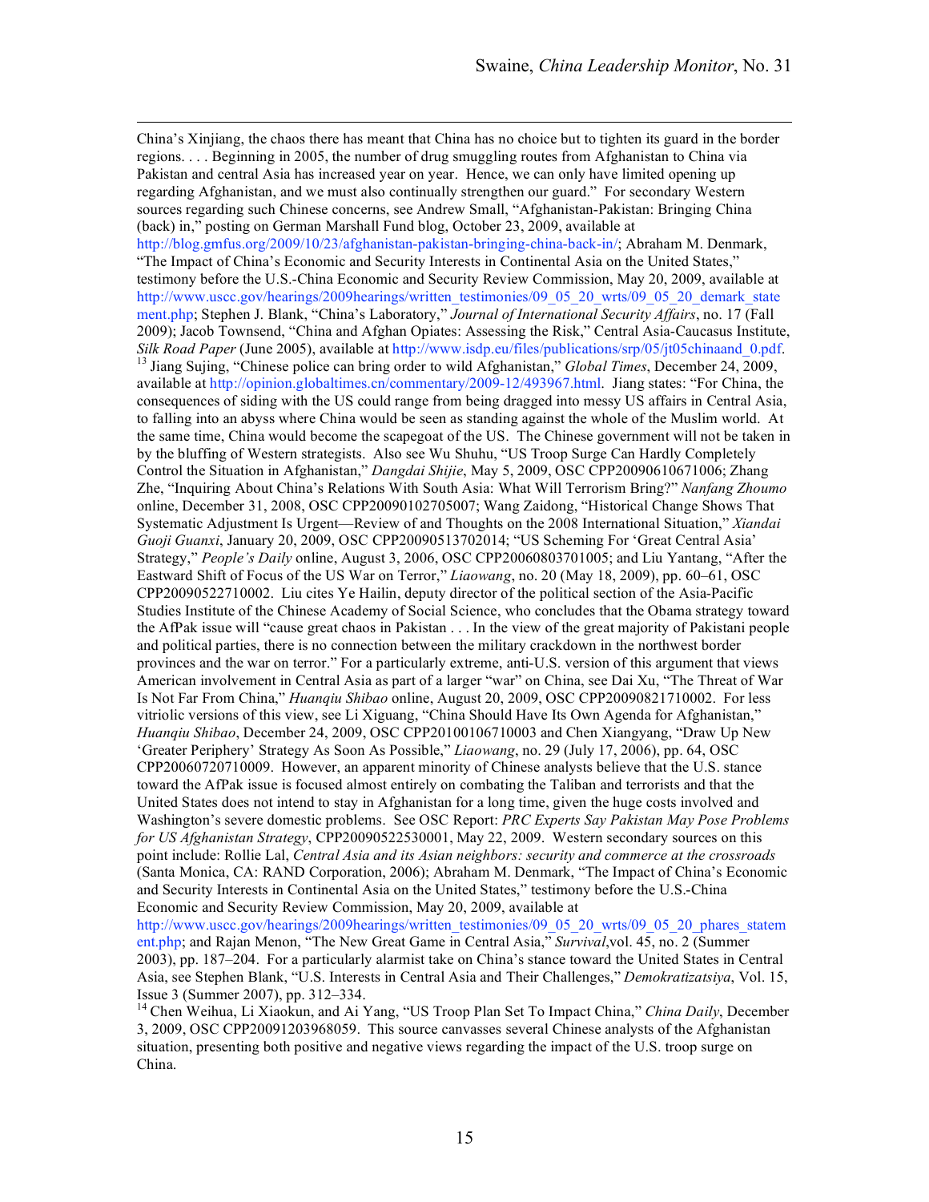China's Xinjiang, the chaos there has meant that China has no choice but to tighten its guard in the border regions. . . . Beginning in 2005, the number of drug smuggling routes from Afghanistan to China via Pakistan and central Asia has increased year on year. Hence, we can only have limited opening up regarding Afghanistan, and we must also continually strengthen our guard." For secondary Western sources regarding such Chinese concerns, see Andrew Small, "Afghanistan-Pakistan: Bringing China (back) in," posting on German Marshall Fund blog, October 23, 2009, available at http://blog.gmfus.org/2009/10/23/afghanistan-pakistan-bringing-china-back-in/; Abraham M. Denmark, "The Impact of China's Economic and Security Interests in Continental Asia on the United States," testimony before the U.S.-China Economic and Security Review Commission, May 20, 2009, available at http://www.uscc.gov/hearings/2009hearings/written_testimonies/09_05_20_wrts/09_05_20_demark_statement.php; Stephen J. Blank, "China's Laboratory," *Journal of International Security Affairs*, no. 17 (Fall 2009); Jacob Townsend, "China and Afghan Opiates: Assessing the Risk," Central Asia-Caucasus Institute, *Silk Road Paper* (June 2005), available at http://www.isdp.eu/files/publications/srp/05/jt05chinaand_0.pdf.

[13] Jiang Sujing, "Chinese police can bring order to wild Afghanistan," *Global Times*, December 24, 2009, available at http://opinion.globaltimes.cn/commentary/2009-12/493967.html. Jiang states: "For China, the consequences of siding with the US could range from being dragged into messy US affairs in Central Asia, to falling into an abyss where China would be seen as standing against the whole of the Muslim world. At the same time, China would become the scapegoat of the US. The Chinese government will not be taken in by the bluffing of Western strategists. Also see Wu Shuhu, "US Troop Surge Can Hardly Completely Control the Situation in Afghanistan," *Dangdai Shijie*, May 5, 2009, OSC CPP20090610671006; Zhang Zhe, "Inquiring About China's Relations With South Asia: What Will Terrorism Bring?" *Nanfang Zhoumo* online, December 31, 2008, OSC CPP20090102705007; Wang Zaidong, "Historical Change Shows That Systematic Adjustment Is Urgent—Review of and Thoughts on the 2008 International Situation," *Xiandai Guoji Guanxi*, January 20, 2009, OSC CPP20090513702014; "US Scheming For 'Great Central Asia' Strategy," *People's Daily* online, August 3, 2006, OSC CPP20060803701005; and Liu Yantang, "After the Eastward Shift of Focus of the US War on Terror," *Liaowang*, no. 20 (May 18, 2009), pp. 60–61, OSC CPP20090522710002. Liu cites Ye Hailin, deputy director of the political section of the Asia-Pacific Studies Institute of the Chinese Academy of Social Science, who concludes that the Obama strategy toward the AfPak issue will "cause great chaos in Pakistan . . . In the view of the great majority of Pakistani people and political parties, there is no connection between the military crackdown in the northwest border provinces and the war on terror." For a particularly extreme, anti-U.S. version of this argument that views American involvement in Central Asia as part of a larger "war" on China, see Dai Xu, "The Threat of War Is Not Far From China," *Huanqiu Shibao* online, August 20, 2009, OSC CPP20090821710002. For less vitriolic versions of this view, see Li Xiguang, "China Should Have Its Own Agenda for Afghanistan," *Huanqiu Shibao*, December 24, 2009, OSC CPP20100106710003 and Chen Xiangyang, "Draw Up New 'Greater Periphery' Strategy As Soon As Possible," *Liaowang*, no. 29 (July 17, 2006), pp. 64, OSC CPP20060720710009. However, an apparent minority of Chinese analysts believe that the U.S. stance toward the AfPak issue is focused almost entirely on combating the Taliban and terrorists and that the United States does not intend to stay in Afghanistan for a long time, given the huge costs involved and Washington's severe domestic problems. See OSC Report: *PRC Experts Say Pakistan May Pose Problems for US Afghanistan Strategy*, CPP20090522530001, May 22, 2009. Western secondary sources on this point include: Rollie Lal, *Central Asia and its Asian neighbors: security and commerce at the crossroads* (Santa Monica, CA: RAND Corporation, 2006); Abraham M. Denmark, "The Impact of China's Economic and Security Interests in Continental Asia on the United States," testimony before the U.S.-China Economic and Security Review Commission, May 20, 2009, available at http://www.uscc.gov/hearings/2009hearings/written_testimonies/09_05_20_wrts/09_05_20_phares_statement.php; and Rajan Menon, "The New Great Game in Central Asia," *Survival*, vol. 45, no. 2 (Summer 2003), pp. 187–204. For a particularly alarmist take on China's stance toward the United States in Central Asia, see Stephen Blank, "U.S. Interests in Central Asia and Their Challenges," *Demokratizatsiya*, Vol. 15, Issue 3 (Summer 2007), pp. 312–334.

[14] Chen Weihua, Li Xiaokun, and Ai Yang, "US Troop Plan Set To Impact China," *China Daily*, December 3, 2009, OSC CPP20091203968059. This source canvasses several Chinese analysts of the Afghanistan situation, presenting both positive and negative views regarding the impact of the U.S. troop surge on China.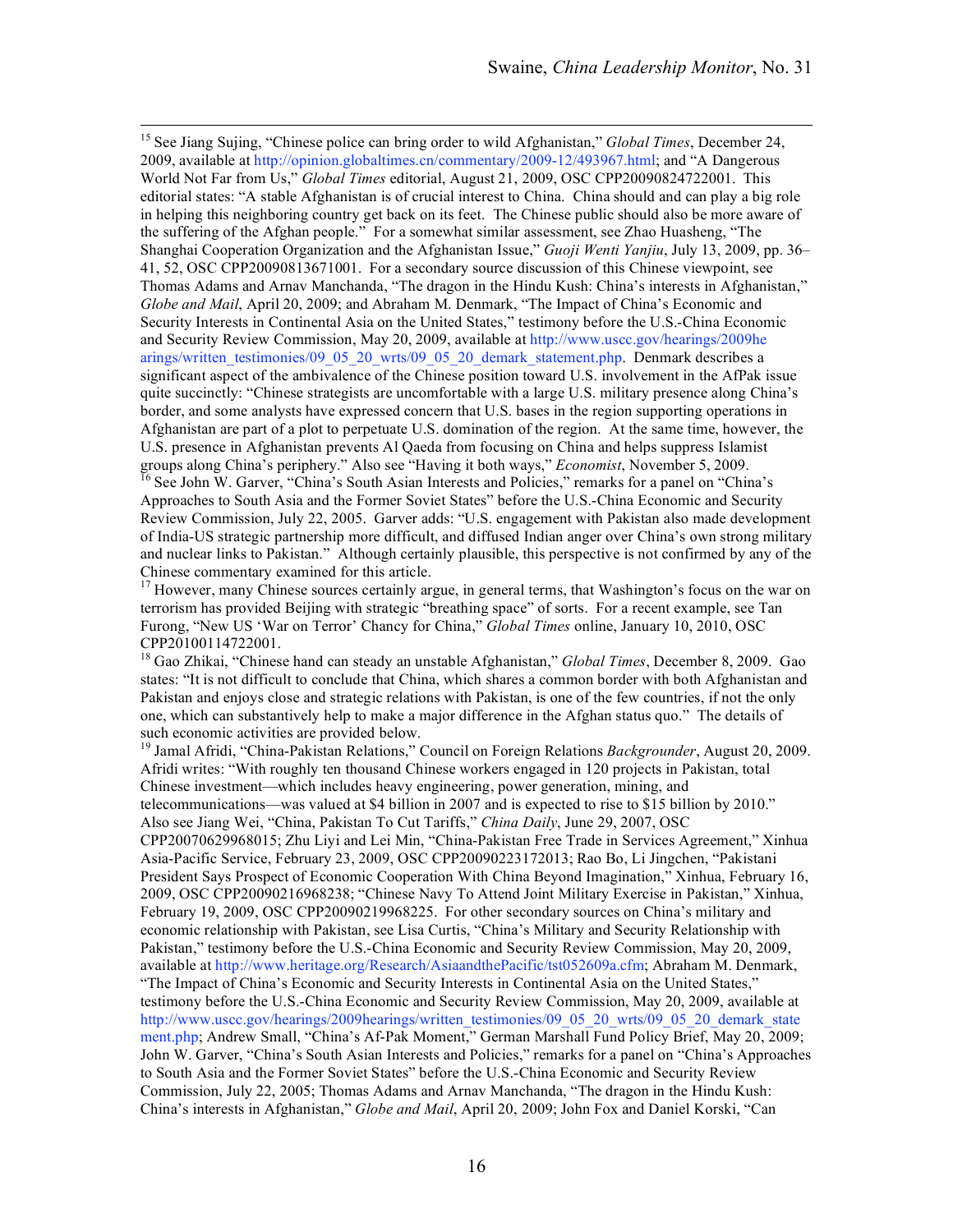[15] See Jiang Sujing, "Chinese police can bring order to wild Afghanistan," *Global Times*, December 24, 2009, available at http://opinion.globaltimes.cn/commentary/2009-12/493967.html; and "A Dangerous World Not Far from Us," *Global Times* editorial, August 21, 2009, OSC CPP20090824722001. This editorial states: "A stable Afghanistan is of crucial interest to China. China should and can play a big role in helping this neighboring country get back on its feet. The Chinese public should also be more aware of the suffering of the Afghan people." For a somewhat similar assessment, see Zhao Huasheng, "The Shanghai Cooperation Organization and the Afghanistan Issue," *Guoji Wenti Yanjiu*, July 13, 2009, pp. 36–41, 52, OSC CPP20090813671001. For a secondary source discussion of this Chinese viewpoint, see Thomas Adams and Arnav Manchanda, "The dragon in the Hindu Kush: China's interests in Afghanistan," *Globe and Mail*, April 20, 2009; and Abraham M. Denmark, "The Impact of China's Economic and Security Interests in Continental Asia on the United States," testimony before the U.S.-China Economic and Security Review Commission, May 20, 2009, available at http://www.uscc.gov/hearings/2009hearings/written_testimonies/09_05_20_wrts/09_05_20_demark_statement.php. Denmark describes a significant aspect of the ambivalence of the Chinese position toward U.S. involvement in the AfPak issue quite succinctly: "Chinese strategists are uncomfortable with a large U.S. military presence along China's border, and some analysts have expressed concern that U.S. bases in the region supporting operations in Afghanistan are part of a plot to perpetuate U.S. domination of the region. At the same time, however, the U.S. presence in Afghanistan prevents Al Qaeda from focusing on China and helps suppress Islamist groups along China's periphery." Also see "Having it both ways," *Economist*, November 5, 2009.

[16] See John W. Garver, "China's South Asian Interests and Policies," remarks for a panel on "China's Approaches to South Asia and the Former Soviet States" before the U.S.-China Economic and Security Review Commission, July 22, 2005. Garver adds: "U.S. engagement with Pakistan also made development of India-US strategic partnership more difficult, and diffused Indian anger over China's own strong military and nuclear links to Pakistan." Although certainly plausible, this perspective is not confirmed by any of the Chinese commentary examined for this article.

[17] However, many Chinese sources certainly argue, in general terms, that Washington's focus on the war on terrorism has provided Beijing with strategic "breathing space" of sorts. For a recent example, see Tan Furong, "New US 'War on Terror' Chancy for China," *Global Times* online, January 10, 2010, OSC CPP20100114722001.

[18] Gao Zhikai, "Chinese hand can steady an unstable Afghanistan," *Global Times*, December 8, 2009. Gao states: "It is not difficult to conclude that China, which shares a common border with both Afghanistan and Pakistan and enjoys close and strategic relations with Pakistan, is one of the few countries, if not the only one, which can substantively help to make a major difference in the Afghan status quo." The details of such economic activities are provided below.

[19] Jamal Afridi, "China-Pakistan Relations," Council on Foreign Relations *Backgrounder*, August 20, 2009. Afridi writes: "With roughly ten thousand Chinese workers engaged in 120 projects in Pakistan, total Chinese investment—which includes heavy engineering, power generation, mining, and telecommunications—was valued at $4 billion in 2007 and is expected to rise to $15 billion by 2010." Also see Jiang Wei, "China, Pakistan To Cut Tariffs," *China Daily*, June 29, 2007, OSC CPP20070629968015; Zhu Liyi and Lei Min, "China-Pakistan Free Trade in Services Agreement," Xinhua Asia-Pacific Service, February 23, 2009, OSC CPP20090223172013; Rao Bo, Li Jingchen, "Pakistani President Says Prospect of Economic Cooperation With China Beyond Imagination," Xinhua, February 16, 2009, OSC CPP20090216968238; "Chinese Navy To Attend Joint Military Exercise in Pakistan," Xinhua, February 19, 2009, OSC CPP20090219968225. For other secondary sources on China's military and economic relationship with Pakistan, see Lisa Curtis, "China's Military and Security Relationship with Pakistan," testimony before the U.S.-China Economic and Security Review Commission, May 20, 2009, available at http://www.heritage.org/Research/AsiaandthePacific/tst052609a.cfm; Abraham M. Denmark, "The Impact of China's Economic and Security Interests in Continental Asia on the United States," testimony before the U.S.-China Economic and Security Review Commission, May 20, 2009, available at http://www.uscc.gov/hearings/2009hearings/written_testimonies/09_05_20_wrts/09_05_20_demark_statement.php; Andrew Small, "China's Af-Pak Moment," German Marshall Fund Policy Brief, May 20, 2009; John W. Garver, "China's South Asian Interests and Policies," remarks for a panel on "China's Approaches to South Asia and the Former Soviet States" before the U.S.-China Economic and Security Review Commission, July 22, 2005; Thomas Adams and Arnav Manchanda, "The dragon in the Hindu Kush: China's interests in Afghanistan," *Globe and Mail*, April 20, 2009; John Fox and Daniel Korski, "Can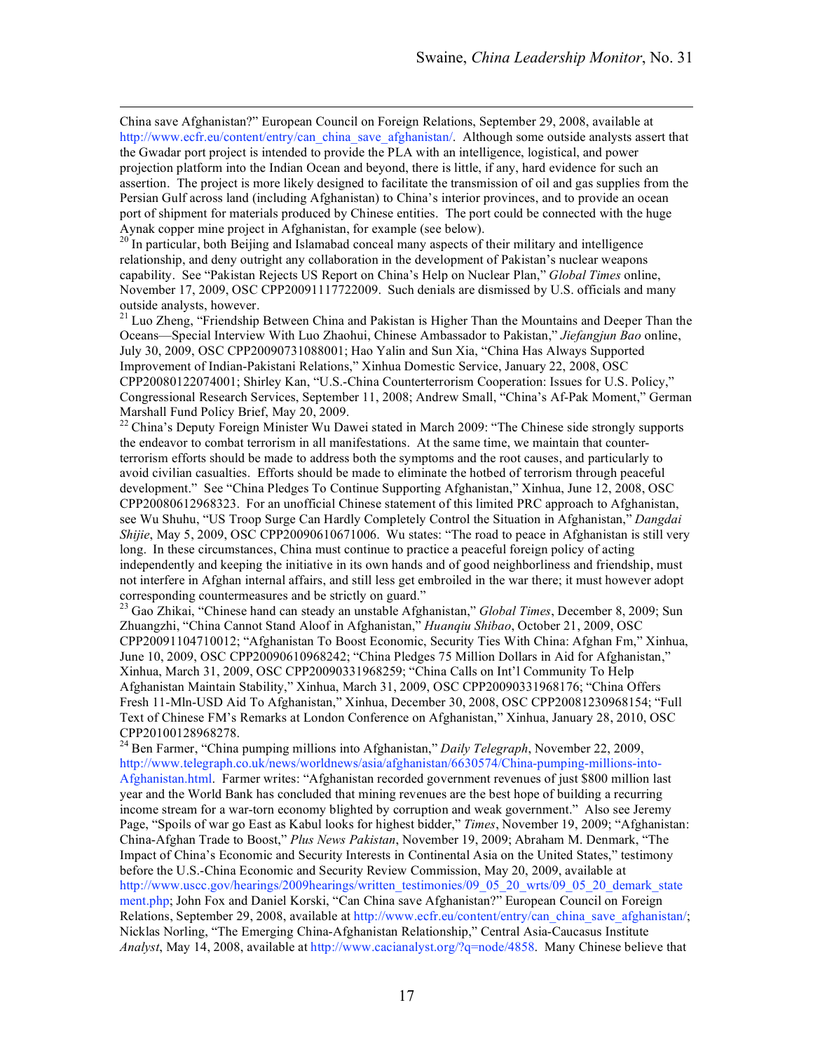China save Afghanistan?" European Council on Foreign Relations, September 29, 2008, available at http://www.ecfr.eu/content/entry/can_china_save_afghanistan/. Although some outside analysts assert that the Gwadar port project is intended to provide the PLA with an intelligence, logistical, and power projection platform into the Indian Ocean and beyond, there is little, if any, hard evidence for such an assertion. The project is more likely designed to facilitate the transmission of oil and gas supplies from the Persian Gulf across land (including Afghanistan) to China's interior provinces, and to provide an ocean port of shipment for materials produced by Chinese entities. The port could be connected with the huge Aynak copper mine project in Afghanistan, for example (see below).

[20] In particular, both Beijing and Islamabad conceal many aspects of their military and intelligence relationship, and deny outright any collaboration in the development of Pakistan's nuclear weapons capability. See "Pakistan Rejects US Report on China's Help on Nuclear Plan," *Global Times* online, November 17, 2009, OSC CPP20091117722009. Such denials are dismissed by U.S. officials and many outside analysts, however.

[21] Luo Zheng, "Friendship Between China and Pakistan is Higher Than the Mountains and Deeper Than the Oceans—Special Interview With Luo Zhaohui, Chinese Ambassador to Pakistan," *Jiefangjun Bao* online, July 30, 2009, OSC CPP20090731088001; Hao Yalin and Sun Xia, "China Has Always Supported Improvement of Indian-Pakistani Relations," Xinhua Domestic Service, January 22, 2008, OSC CPP20080122074001; Shirley Kan, "U.S.-China Counterterrorism Cooperation: Issues for U.S. Policy," Congressional Research Services, September 11, 2008; Andrew Small, "China's Af-Pak Moment," German Marshall Fund Policy Brief, May 20, 2009.

[22] China's Deputy Foreign Minister Wu Dawei stated in March 2009: "The Chinese side strongly supports the endeavor to combat terrorism in all manifestations. At the same time, we maintain that counter-terrorism efforts should be made to address both the symptoms and the root causes, and particularly to avoid civilian casualties. Efforts should be made to eliminate the hotbed of terrorism through peaceful development." See "China Pledges To Continue Supporting Afghanistan," Xinhua, June 12, 2008, OSC CPP20080612968323. For an unofficial Chinese statement of this limited PRC approach to Afghanistan, see Wu Shuhu, "US Troop Surge Can Hardly Completely Control the Situation in Afghanistan," *Dangdai Shijie*, May 5, 2009, OSC CPP20090610671006. Wu states: "The road to peace in Afghanistan is still very long. In these circumstances, China must continue to practice a peaceful foreign policy of acting independently and keeping the initiative in its own hands and of good neighborliness and friendship, must not interfere in Afghan internal affairs, and still less get embroiled in the war there; it must however adopt corresponding countermeasures and be strictly on guard."

[23] Gao Zhikai, "Chinese hand can steady an unstable Afghanistan," *Global Times*, December 8, 2009; Sun Zhuangzhi, "China Cannot Stand Aloof in Afghanistan," *Huanqiu Shibao*, October 21, 2009, OSC CPP20091104710012; "Afghanistan To Boost Economic, Security Ties With China: Afghan Fm," Xinhua, June 10, 2009, OSC CPP20090610968242; "China Pledges 75 Million Dollars in Aid for Afghanistan," Xinhua, March 31, 2009, OSC CPP20090331968259; "China Calls on Int'l Community To Help Afghanistan Maintain Stability," Xinhua, March 31, 2009, OSC CPP20090331968176; "China Offers Fresh 11-Mln-USD Aid To Afghanistan," Xinhua, December 30, 2008, OSC CPP20081230968154; "Full Text of Chinese FM's Remarks at London Conference on Afghanistan," Xinhua, January 28, 2010, OSC CPP20100128968278.

[24] Ben Farmer, "China pumping millions into Afghanistan," *Daily Telegraph*, November 22, 2009, http://www.telegraph.co.uk/news/worldnews/asia/afghanistan/6630574/China-pumping-millions-into-Afghanistan.html. Farmer writes: "Afghanistan recorded government revenues of just $800 million last year and the World Bank has concluded that mining revenues are the best hope of building a recurring income stream for a war-torn economy blighted by corruption and weak government." Also see Jeremy Page, "Spoils of war go East as Kabul looks for highest bidder," *Times*, November 19, 2009; "Afghanistan: China-Afghan Trade to Boost," *Plus News Pakistan*, November 19, 2009; Abraham M. Denmark, "The Impact of China's Economic and Security Interests in Continental Asia on the United States," testimony before the U.S.-China Economic and Security Review Commission, May 20, 2009, available at http://www.uscc.gov/hearings/2009hearings/written_testimonies/09_05_20_wrts/09_05_20_demark_statement.php; John Fox and Daniel Korski, "Can China save Afghanistan?" European Council on Foreign Relations, September 29, 2008, available at http://www.ecfr.eu/content/entry/can_china_save_afghanistan/; Nicklas Norling, "The Emerging China-Afghanistan Relationship," Central Asia-Caucasus Institute *Analyst*, May 14, 2008, available at http://www.cacianalyst.org/?q=node/4858. Many Chinese believe that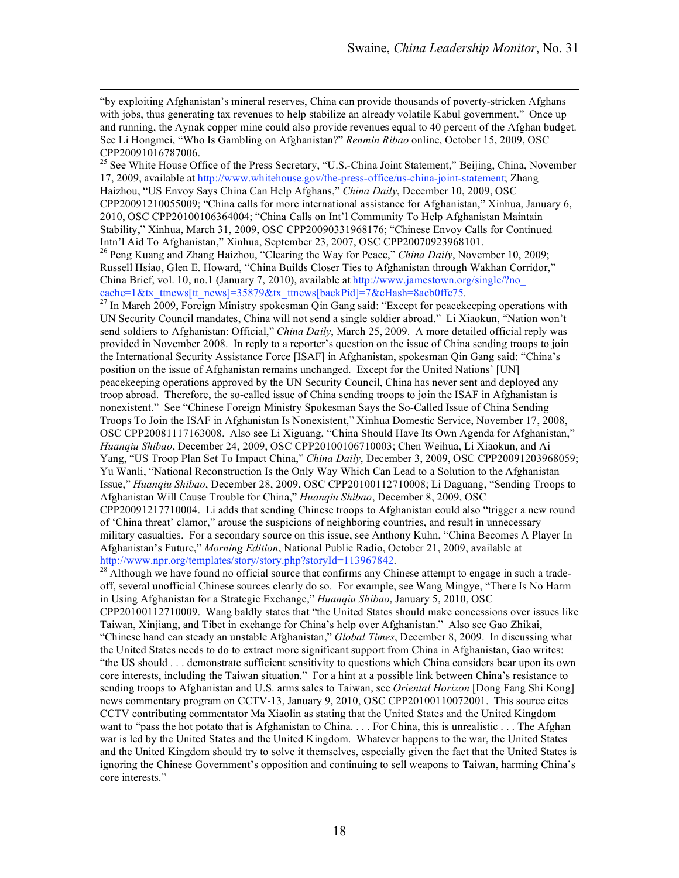"by exploiting Afghanistan's mineral reserves, China can provide thousands of poverty-stricken Afghans with jobs, thus generating tax revenues to help stabilize an already volatile Kabul government." Once up and running, the Aynak copper mine could also provide revenues equal to 40 percent of the Afghan budget. See Li Hongmei, "Who Is Gambling on Afghanistan?" *Renmin Ribao* online, October 15, 2009, OSC CPP20091016787006.

[25] See White House Office of the Press Secretary, "U.S.-China Joint Statement," Beijing, China, November 17, 2009, available at http://www.whitehouse.gov/the-press-office/us-china-joint-statement; Zhang Haizhou, "US Envoy Says China Can Help Afghans," *China Daily*, December 10, 2009, OSC CPP20091210055009; "China calls for more international assistance for Afghanistan," Xinhua, January 6, 2010, OSC CPP20100106364004; "China Calls on Int'l Community To Help Afghanistan Maintain Stability," Xinhua, March 31, 2009, OSC CPP20090331968176; "Chinese Envoy Calls for Continued Intn'l Aid To Afghanistan," Xinhua, September 23, 2007, OSC CPP20070923968101.

[26] Peng Kuang and Zhang Haizhou, "Clearing the Way for Peace," *China Daily*, November 10, 2009; Russell Hsiao, Glen E. Howard, "China Builds Closer Ties to Afghanistan through Wakhan Corridor," China Brief, vol. 10, no.1 (January 7, 2010), available at http://www.jamestown.org/single/?no_cache=1&tx_ttnews[tt_news]=35879&tx_ttnews[backPid]=7&cHash=8aeb0ffe75.

[27] In March 2009, Foreign Ministry spokesman Qin Gang said: "Except for peacekeeping operations with UN Security Council mandates, China will not send a single soldier abroad." Li Xiaokun, "Nation won't send soldiers to Afghanistan: Official," *China Daily*, March 25, 2009. A more detailed official reply was provided in November 2008. In reply to a reporter's question on the issue of China sending troops to join the International Security Assistance Force [ISAF] in Afghanistan, spokesman Qin Gang said: "China's position on the issue of Afghanistan remains unchanged. Except for the United Nations' [UN] peacekeeping operations approved by the UN Security Council, China has never sent and deployed any troop abroad. Therefore, the so-called issue of China sending troops to join the ISAF in Afghanistan is nonexistent." See "Chinese Foreign Ministry Spokesman Says the So-Called Issue of China Sending Troops To Join the ISAF in Afghanistan Is Nonexistent," Xinhua Domestic Service, November 17, 2008, OSC CPP20081117163008. Also see Li Xiguang, "China Should Have Its Own Agenda for Afghanistan," *Huanqiu Shibao*, December 24, 2009, OSC CPP20100106710003; Chen Weihua, Li Xiaokun, and Ai Yang, "US Troop Plan Set To Impact China," *China Daily*, December 3, 2009, OSC CPP20091203968059; Yu Wanli, "National Reconstruction Is the Only Way Which Can Lead to a Solution to the Afghanistan Issue," *Huanqiu Shibao*, December 28, 2009, OSC CPP20100112710008; Li Daguang, "Sending Troops to Afghanistan Will Cause Trouble for China," *Huanqiu Shibao*, December 8, 2009, OSC CPP20091217710004. Li adds that sending Chinese troops to Afghanistan could also "trigger a new round of 'China threat' clamor," arouse the suspicions of neighboring countries, and result in unnecessary military casualties. For a secondary source on this issue, see Anthony Kuhn, "China Becomes A Player In Afghanistan's Future," *Morning Edition*, National Public Radio, October 21, 2009, available at http://www.npr.org/templates/story/story.php?storyId=113967842.

[28] Although we have found no official source that confirms any Chinese attempt to engage in such a trade-off, several unofficial Chinese sources clearly do so. For example, see Wang Mingye, "There Is No Harm in Using Afghanistan for a Strategic Exchange," *Huanqiu Shibao*, January 5, 2010, OSC CPP20100112710009. Wang baldly states that "the United States should make concessions over issues like Taiwan, Xinjiang, and Tibet in exchange for China's help over Afghanistan." Also see Gao Zhikai, "Chinese hand can steady an unstable Afghanistan," *Global Times*, December 8, 2009. In discussing what the United States needs to do to extract more significant support from China in Afghanistan, Gao writes: "the US should . . . demonstrate sufficient sensitivity to questions which China considers bear upon its own core interests, including the Taiwan situation." For a hint at a possible link between China's resistance to sending troops to Afghanistan and U.S. arms sales to Taiwan, see *Oriental Horizon* [Dong Fang Shi Kong] news commentary program on CCTV-13, January 9, 2010, OSC CPP20100110072001. This source cites CCTV contributing commentator Ma Xiaolin as stating that the United States and the United Kingdom want to "pass the hot potato that is Afghanistan to China. . . . For China, this is unrealistic . . . The Afghan war is led by the United States and the United Kingdom. Whatever happens to the war, the United States and the United Kingdom should try to solve it themselves, especially given the fact that the United States is ignoring the Chinese Government's opposition and continuing to sell weapons to Taiwan, harming China's core interests."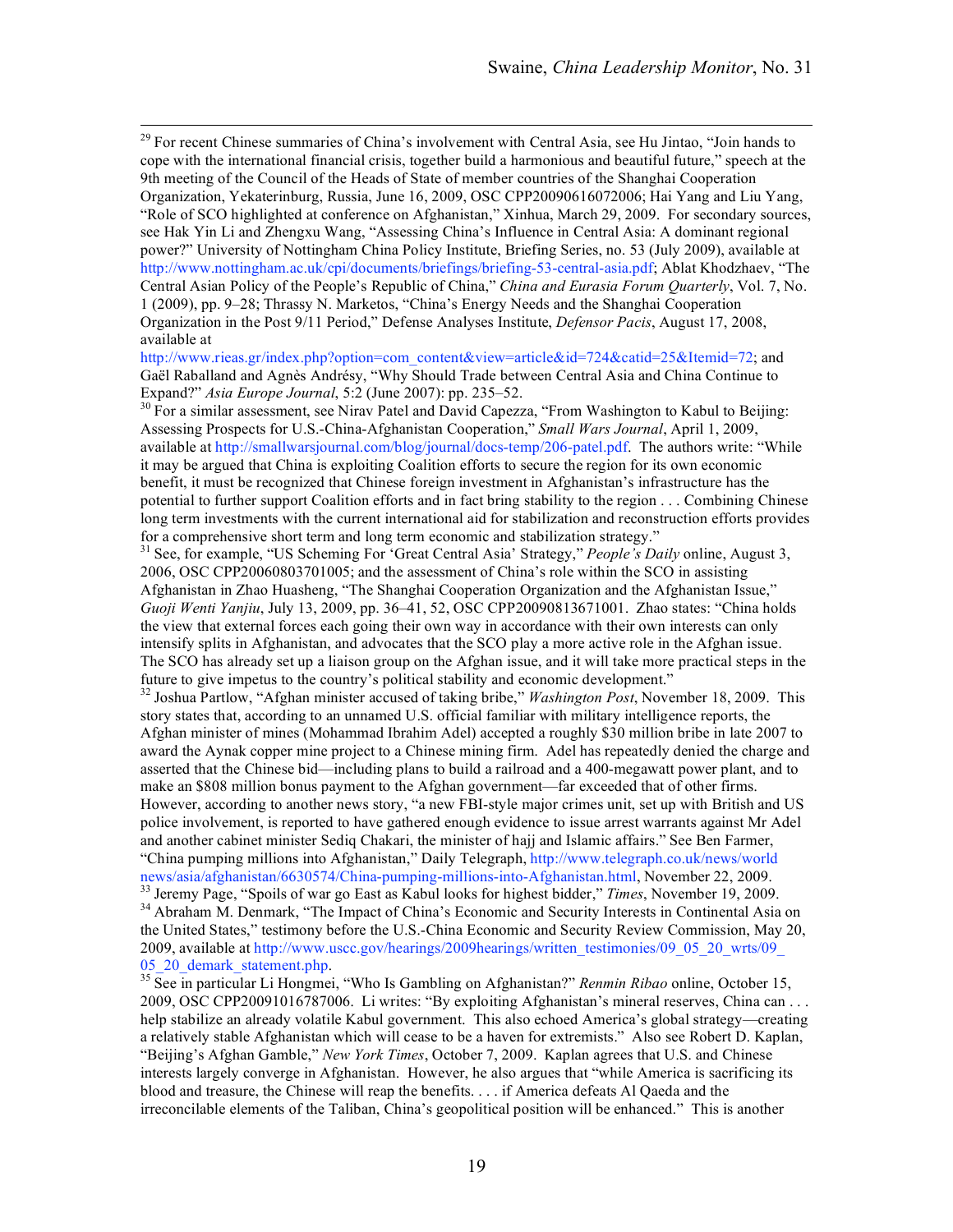[29] For recent Chinese summaries of China's involvement with Central Asia, see Hu Jintao, "Join hands to cope with the international financial crisis, together build a harmonious and beautiful future," speech at the 9th meeting of the Council of the Heads of State of member countries of the Shanghai Cooperation Organization, Yekaterinburg, Russia, June 16, 2009, OSC CPP20090616072006; Hai Yang and Liu Yang, "Role of SCO highlighted at conference on Afghanistan," Xinhua, March 29, 2009. For secondary sources, see Hak Yin Li and Zhengxu Wang, "Assessing China's Influence in Central Asia: A dominant regional power?" University of Nottingham China Policy Institute, Briefing Series, no. 53 (July 2009), available at http://www.nottingham.ac.uk/cpi/documents/briefings/briefing-53-central-asia.pdf; Ablat Khodzhaev, "The Central Asian Policy of the People's Republic of China," *China and Eurasia Forum Quarterly*, Vol. 7, No. 1 (2009), pp. 9–28; Thrassy N. Marketos, "China's Energy Needs and the Shanghai Cooperation Organization in the Post 9/11 Period," Defense Analyses Institute, *Defensor Pacis*, August 17, 2008, available at http://www.rieas.gr/index.php?option=com_content&view=article&id=724&catid=25&Itemid=72; and Gaël Raballand and Agnès Andrésy, "Why Should Trade between Central Asia and China Continue to Expand?" *Asia Europe Journal*, 5:2 (June 2007): pp. 235–52.

[30] For a similar assessment, see Nirav Patel and David Capezza, "From Washington to Kabul to Beijing: Assessing Prospects for U.S.-China-Afghanistan Cooperation," *Small Wars Journal*, April 1, 2009, available at http://smallwarsjournal.com/blog/journal/docs-temp/206-patel.pdf. The authors write: "While it may be argued that China is exploiting Coalition efforts to secure the region for its own economic benefit, it must be recognized that Chinese foreign investment in Afghanistan's infrastructure has the potential to further support Coalition efforts and in fact bring stability to the region . . . Combining Chinese long term investments with the current international aid for stabilization and reconstruction efforts provides for a comprehensive short term and long term economic and stabilization strategy."

[31] See, for example, "US Scheming For 'Great Central Asia' Strategy," *People's Daily* online, August 3, 2006, OSC CPP20060803701005; and the assessment of China's role within the SCO in assisting Afghanistan in Zhao Huasheng, "The Shanghai Cooperation Organization and the Afghanistan Issue," *Guoji Wenti Yanjiu*, July 13, 2009, pp. 36–41, 52, OSC CPP20090813671001. Zhao states: "China holds the view that external forces each going their own way in accordance with their own interests can only intensify splits in Afghanistan, and advocates that the SCO play a more active role in the Afghan issue. The SCO has already set up a liaison group on the Afghan issue, and it will take more practical steps in the future to give impetus to the country's political stability and economic development."

[32] Joshua Partlow, "Afghan minister accused of taking bribe," *Washington Post*, November 18, 2009. This story states that, according to an unnamed U.S. official familiar with military intelligence reports, the Afghan minister of mines (Mohammad Ibrahim Adel) accepted a roughly $30 million bribe in late 2007 to award the Aynak copper mine project to a Chinese mining firm. Adel has repeatedly denied the charge and asserted that the Chinese bid—including plans to build a railroad and a 400-megawatt power plant, and to make an $808 million bonus payment to the Afghan government—far exceeded that of other firms. However, according to another news story, "a new FBI-style major crimes unit, set up with British and US police involvement, is reported to have gathered enough evidence to issue arrest warrants against Mr Adel and another cabinet minister Sediq Chakari, the minister of hajj and Islamic affairs." See Ben Farmer, "China pumping millions into Afghanistan," Daily Telegraph, http://www.telegraph.co.uk/news/world news/asia/afghanistan/6630574/China-pumping-millions-into-Afghanistan.html, November 22, 2009.

[33] Jeremy Page, "Spoils of war go East as Kabul looks for highest bidder," *Times*, November 19, 2009.

[34] Abraham M. Denmark, "The Impact of China's Economic and Security Interests in Continental Asia on the United States," testimony before the U.S.-China Economic and Security Review Commission, May 20, 2009, available at http://www.uscc.gov/hearings/2009hearings/written_testimonies/09_05_20_wrts/09_05_20_demark_statement.php.

[35] See in particular Li Hongmei, "Who Is Gambling on Afghanistan?" *Renmin Ribao* online, October 15, 2009, OSC CPP20091016787006. Li writes: "By exploiting Afghanistan's mineral reserves, China can . . . help stabilize an already volatile Kabul government. This also echoed America's global strategy—creating a relatively stable Afghanistan which will cease to be a haven for extremists." Also see Robert D. Kaplan, "Beijing's Afghan Gamble," *New York Times*, October 7, 2009. Kaplan agrees that U.S. and Chinese interests largely converge in Afghanistan. However, he also argues that "while America is sacrificing its blood and treasure, the Chinese will reap the benefits. . . . if America defeats Al Qaeda and the irreconcilable elements of the Taliban, China's geopolitical position will be enhanced." This is another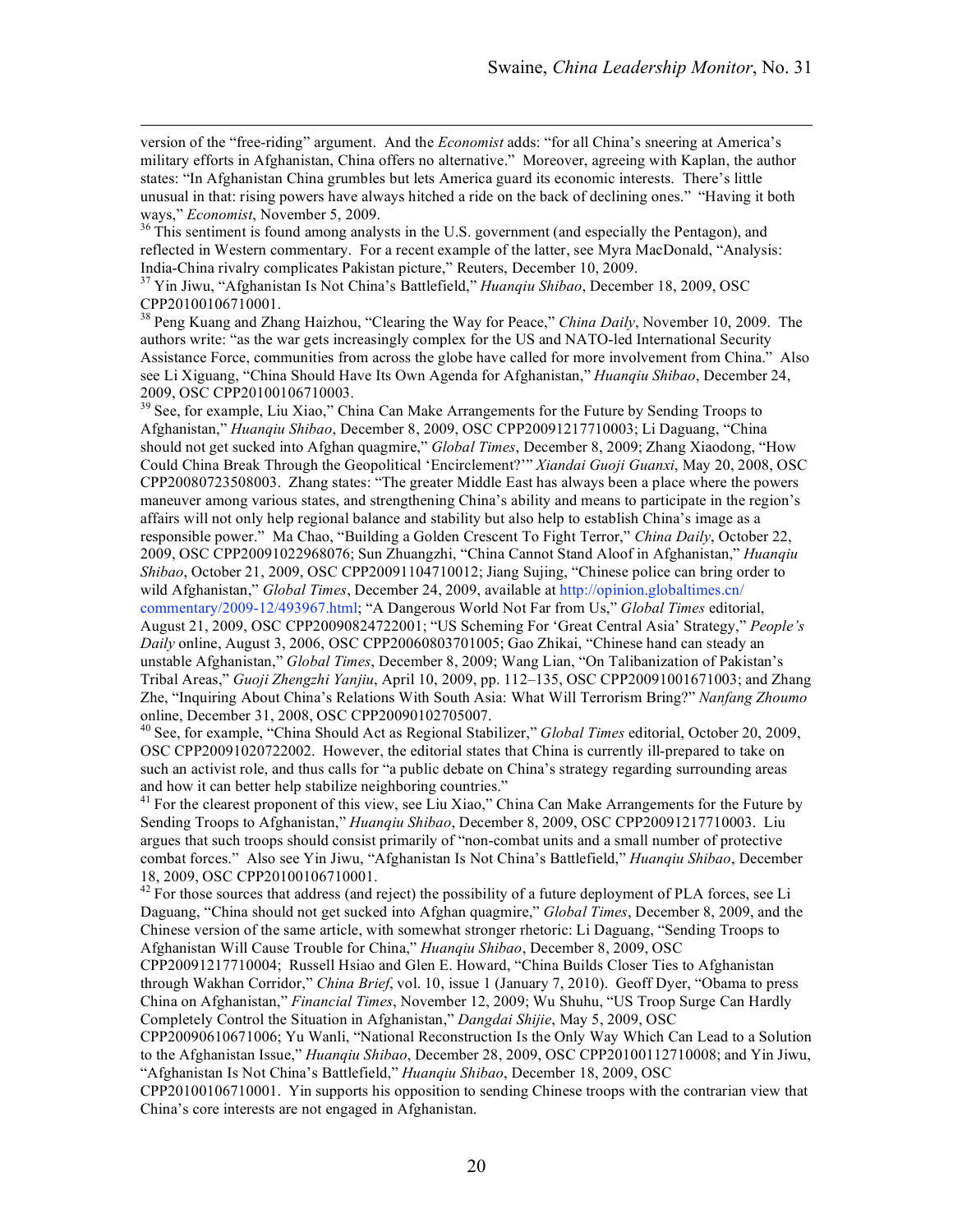version of the "free-riding" argument. And the *Economist* adds: "for all China's sneering at America's military efforts in Afghanistan, China offers no alternative." Moreover, agreeing with Kaplan, the author states: "In Afghanistan China grumbles but lets America guard its economic interests. There's little unusual in that: rising powers have always hitched a ride on the back of declining ones." "Having it both ways," *Economist*, November 5, 2009.

[36] This sentiment is found among analysts in the U.S. government (and especially the Pentagon), and reflected in Western commentary. For a recent example of the latter, see Myra MacDonald, "Analysis: India-China rivalry complicates Pakistan picture," Reuters, December 10, 2009.

[37] Yin Jiwu, "Afghanistan Is Not China's Battlefield," *Huanqiu Shibao*, December 18, 2009, OSC CPP20100106710001.

[38] Peng Kuang and Zhang Haizhou, "Clearing the Way for Peace," *China Daily*, November 10, 2009. The authors write: "as the war gets increasingly complex for the US and NATO-led International Security Assistance Force, communities from across the globe have called for more involvement from China." Also see Li Xiguang, "China Should Have Its Own Agenda for Afghanistan," *Huanqiu Shibao*, December 24, 2009, OSC CPP20100106710003.

[39] See, for example, Liu Xiao," China Can Make Arrangements for the Future by Sending Troops to Afghanistan," *Huanqiu Shibao*, December 8, 2009, OSC CPP20091217710003; Li Daguang, "China should not get sucked into Afghan quagmire," *Global Times*, December 8, 2009; Zhang Xiaodong, "How Could China Break Through the Geopolitical 'Encirclement?'" *Xiandai Guoji Guanxi*, May 20, 2008, OSC CPP20080723508003. Zhang states: "The greater Middle East has always been a place where the powers maneuver among various states, and strengthening China's ability and means to participate in the region's affairs will not only help regional balance and stability but also help to establish China's image as a responsible power." Ma Chao, "Building a Golden Crescent To Fight Terror," *China Daily*, October 22, 2009, OSC CPP20091022968076; Sun Zhuangzhi, "China Cannot Stand Aloof in Afghanistan," *Huanqiu Shibao*, October 21, 2009, OSC CPP20091104710012; Jiang Sujing, "Chinese police can bring order to wild Afghanistan," *Global Times*, December 24, 2009, available at http://opinion.globaltimes.cn/commentary/2009-12/493967.html; "A Dangerous World Not Far from Us," *Global Times* editorial, August 21, 2009, OSC CPP20090824722001; "US Scheming For 'Great Central Asia' Strategy," *People's Daily* online, August 3, 2006, OSC CPP20060803701005; Gao Zhikai, "Chinese hand can steady an unstable Afghanistan," *Global Times*, December 8, 2009; Wang Lian, "On Talibanization of Pakistan's Tribal Areas," *Guoji Zhengzhi Yanjiu*, April 10, 2009, pp. 112–135, OSC CPP20091001671003; and Zhang Zhe, "Inquiring About China's Relations With South Asia: What Will Terrorism Bring?" *Nanfang Zhoumo* online, December 31, 2008, OSC CPP20090102705007.

[40] See, for example, "China Should Act as Regional Stabilizer," *Global Times* editorial, October 20, 2009, OSC CPP20091020722002. However, the editorial states that China is currently ill-prepared to take on such an activist role, and thus calls for "a public debate on China's strategy regarding surrounding areas and how it can better help stabilize neighboring countries."

[41] For the clearest proponent of this view, see Liu Xiao," China Can Make Arrangements for the Future by Sending Troops to Afghanistan," *Huanqiu Shibao*, December 8, 2009, OSC CPP20091217710003. Liu argues that such troops should consist primarily of "non-combat units and a small number of protective combat forces." Also see Yin Jiwu, "Afghanistan Is Not China's Battlefield," *Huanqiu Shibao*, December 18, 2009, OSC CPP20100106710001.

[42] For those sources that address (and reject) the possibility of a future deployment of PLA forces, see Li Daguang, "China should not get sucked into Afghan quagmire," *Global Times*, December 8, 2009, and the Chinese version of the same article, with somewhat stronger rhetoric: Li Daguang, "Sending Troops to Afghanistan Will Cause Trouble for China," *Huanqiu Shibao*, December 8, 2009, OSC CPP20091217710004; Russell Hsiao and Glen E. Howard, "China Builds Closer Ties to Afghanistan through Wakhan Corridor," *China Brief*, vol. 10, issue 1 (January 7, 2010). Geoff Dyer, "Obama to press China on Afghanistan," *Financial Times*, November 12, 2009; Wu Shuhu, "US Troop Surge Can Hardly Completely Control the Situation in Afghanistan," *Dangdai Shijie*, May 5, 2009, OSC CPP20090610671006; Yu Wanli, "National Reconstruction Is the Only Way Which Can Lead to a Solution to the Afghanistan Issue," *Huanqiu Shibao*, December 28, 2009, OSC CPP20100112710008; and Yin Jiwu, "Afghanistan Is Not China's Battlefield," *Huanqiu Shibao*, December 18, 2009, OSC CPP20100106710001. Yin supports his opposition to sending Chinese troops with the contrarian view that China's core interests are not engaged in Afghanistan.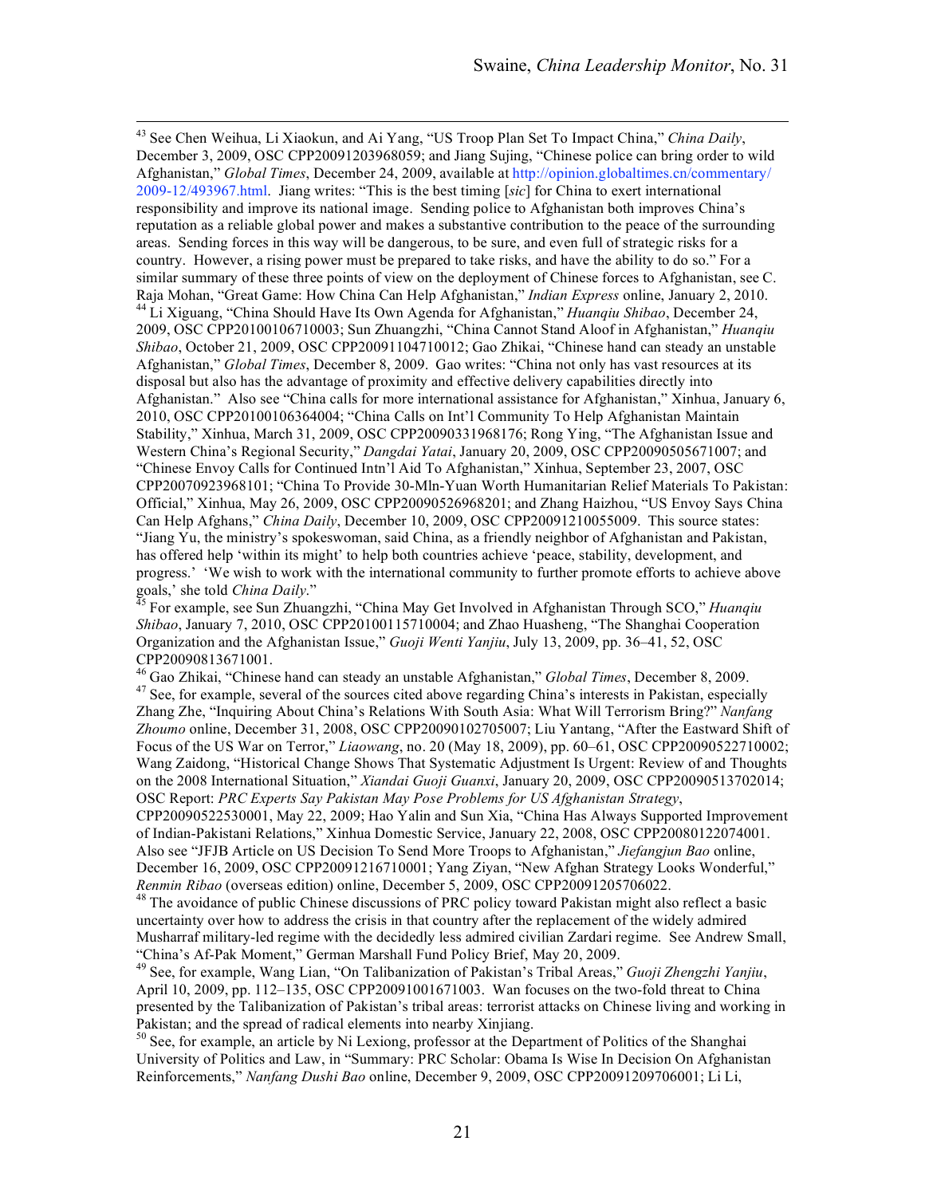[43] See Chen Weihua, Li Xiaokun, and Ai Yang, "US Troop Plan Set To Impact China," *China Daily*, December 3, 2009, OSC CPP20091203968059; and Jiang Sujing, "Chinese police can bring order to wild Afghanistan," *Global Times*, December 24, 2009, available at http://opinion.globaltimes.cn/commentary/2009-12/493967.html. Jiang writes: "This is the best timing [*sic*] for China to exert international responsibility and improve its national image. Sending police to Afghanistan both improves China's reputation as a reliable global power and makes a substantive contribution to the peace of the surrounding areas. Sending forces in this way will be dangerous, to be sure, and even full of strategic risks for a country. However, a rising power must be prepared to take risks, and have the ability to do so." For a similar summary of these three points of view on the deployment of Chinese forces to Afghanistan, see C. Raja Mohan, "Great Game: How China Can Help Afghanistan," *Indian Express* online, January 2, 2010.

[44] Li Xiguang, "China Should Have Its Own Agenda for Afghanistan," *Huanqiu Shibao*, December 24, 2009, OSC CPP20100106710003; Sun Zhuangzhi, "China Cannot Stand Aloof in Afghanistan," *Huanqiu Shibao*, October 21, 2009, OSC CPP20091104710012; Gao Zhikai, "Chinese hand can steady an unstable Afghanistan," *Global Times*, December 8, 2009. Gao writes: "China not only has vast resources at its disposal but also has the advantage of proximity and effective delivery capabilities directly into Afghanistan." Also see "China calls for more international assistance for Afghanistan," Xinhua, January 6, 2010, OSC CPP20100106364004; "China Calls on Int'l Community To Help Afghanistan Maintain Stability," Xinhua, March 31, 2009, OSC CPP20090331968176; Rong Ying, "The Afghanistan Issue and Western China's Regional Security," *Dangdai Yatai*, January 20, 2009, OSC CPP20090505671007; and "Chinese Envoy Calls for Continued Intn'l Aid To Afghanistan," Xinhua, September 23, 2007, OSC CPP20070923968101; "China To Provide 30-Mln-Yuan Worth Humanitarian Relief Materials To Pakistan: Official," Xinhua, May 26, 2009, OSC CPP20090526968201; and Zhang Haizhou, "US Envoy Says China Can Help Afghans," *China Daily*, December 10, 2009, OSC CPP20091210055009. This source states: "Jiang Yu, the ministry's spokeswoman, said China, as a friendly neighbor of Afghanistan and Pakistan, has offered help 'within its might' to help both countries achieve 'peace, stability, development, and progress.' 'We wish to work with the international community to further promote efforts to achieve above goals,' she told *China Daily*."

[45] For example, see Sun Zhuangzhi, "China May Get Involved in Afghanistan Through SCO," *Huanqiu Shibao*, January 7, 2010, OSC CPP20100115710004; and Zhao Huasheng, "The Shanghai Cooperation Organization and the Afghanistan Issue," *Guoji Wenti Yanjiu*, July 13, 2009, pp. 36–41, 52, OSC CPP20090813671001.

[46] Gao Zhikai, "Chinese hand can steady an unstable Afghanistan," *Global Times*, December 8, 2009.

[47] See, for example, several of the sources cited above regarding China's interests in Pakistan, especially Zhang Zhe, "Inquiring About China's Relations With South Asia: What Will Terrorism Bring?" *Nanfang Zhoumo* online, December 31, 2008, OSC CPP20090102705007; Liu Yantang, "After the Eastward Shift of Focus of the US War on Terror," *Liaowang*, no. 20 (May 18, 2009), pp. 60–61, OSC CPP20090522710002; Wang Zaidong, "Historical Change Shows That Systematic Adjustment Is Urgent: Review of and Thoughts on the 2008 International Situation," *Xiandai Guoji Guanxi*, January 20, 2009, OSC CPP20090513702014; OSC Report: *PRC Experts Say Pakistan May Pose Problems for US Afghanistan Strategy*, CPP20090522530001, May 22, 2009; Hao Yalin and Sun Xia, "China Has Always Supported Improvement of Indian-Pakistani Relations," Xinhua Domestic Service, January 22, 2008, OSC CPP20080122074001. Also see "JFJB Article on US Decision To Send More Troops to Afghanistan," *Jiefangjun Bao* online, December 16, 2009, OSC CPP20091216710001; Yang Ziyan, "New Afghan Strategy Looks Wonderful," *Renmin Ribao* (overseas edition) online, December 5, 2009, OSC CPP20091205706022.

[48] The avoidance of public Chinese discussions of PRC policy toward Pakistan might also reflect a basic uncertainty over how to address the crisis in that country after the replacement of the widely admired Musharraf military-led regime with the decidedly less admired civilian Zardari regime. See Andrew Small, "China's Af-Pak Moment," German Marshall Fund Policy Brief, May 20, 2009.

[49] See, for example, Wang Lian, "On Talibanization of Pakistan's Tribal Areas," *Guoji Zhengzhi Yanjiu*, April 10, 2009, pp. 112–135, OSC CPP20091001671003. Wan focuses on the two-fold threat to China presented by the Talibanization of Pakistan's tribal areas: terrorist attacks on Chinese living and working in Pakistan; and the spread of radical elements into nearby Xinjiang.

[50] See, for example, an article by Ni Lexiong, professor at the Department of Politics of the Shanghai University of Politics and Law, in "Summary: PRC Scholar: Obama Is Wise In Decision On Afghanistan Reinforcements," *Nanfang Dushi Bao* online, December 9, 2009, OSC CPP20091209706001; Li Li,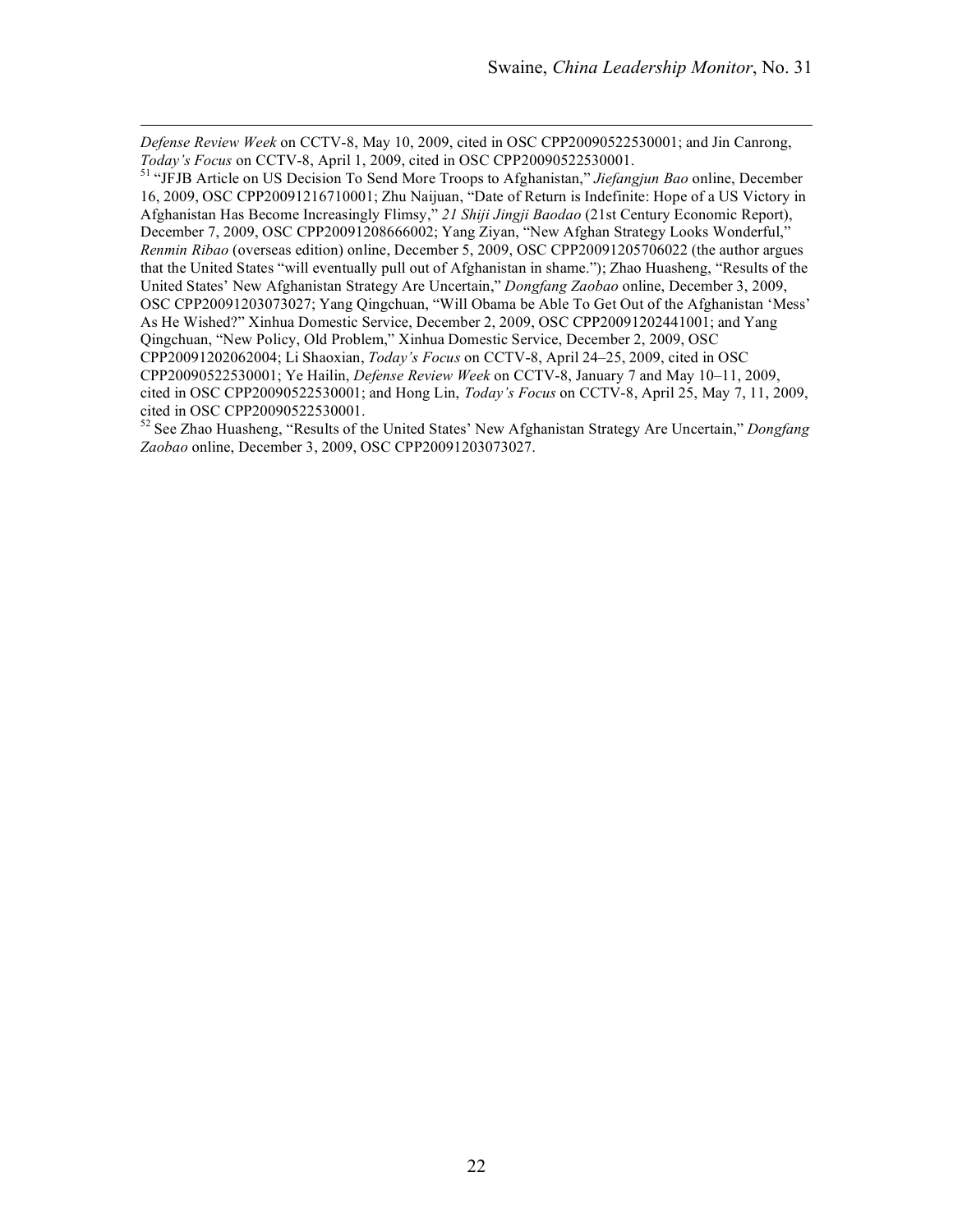*Defense Review Week* on CCTV-8, May 10, 2009, cited in OSC CPP20090522530001; and Jin Canrong, *Today's Focus* on CCTV-8, April 1, 2009, cited in OSC CPP20090522530001.

[51] "JFJB Article on US Decision To Send More Troops to Afghanistan," *Jiefangjun Bao* online, December 16, 2009, OSC CPP20091216710001; Zhu Naijuan, "Date of Return is Indefinite: Hope of a US Victory in Afghanistan Has Become Increasingly Flimsy," *21 Shiji Jingji Baodao* (21st Century Economic Report), December 7, 2009, OSC CPP20091208666002; Yang Ziyan, "New Afghan Strategy Looks Wonderful," *Renmin Ribao* (overseas edition) online, December 5, 2009, OSC CPP20091205706022 (the author argues that the United States "will eventually pull out of Afghanistan in shame."); Zhao Huasheng, "Results of the United States' New Afghanistan Strategy Are Uncertain," *Dongfang Zaobao* online, December 3, 2009, OSC CPP20091203073027; Yang Qingchuan, "Will Obama be Able To Get Out of the Afghanistan 'Mess' As He Wished?" Xinhua Domestic Service, December 2, 2009, OSC CPP20091202441001; and Yang Qingchuan, "New Policy, Old Problem," Xinhua Domestic Service, December 2, 2009, OSC CPP20091202062004; Li Shaoxian, *Today's Focus* on CCTV-8, April 24–25, 2009, cited in OSC CPP20090522530001; Ye Hailin, *Defense Review Week* on CCTV-8, January 7 and May 10–11, 2009, cited in OSC CPP20090522530001; and Hong Lin, *Today's Focus* on CCTV-8, April 25, May 7, 11, 2009, cited in OSC CPP20090522530001.

[52] See Zhao Huasheng, "Results of the United States' New Afghanistan Strategy Are Uncertain," *Dongfang Zaobao* online, December 3, 2009, OSC CPP20091203073027.